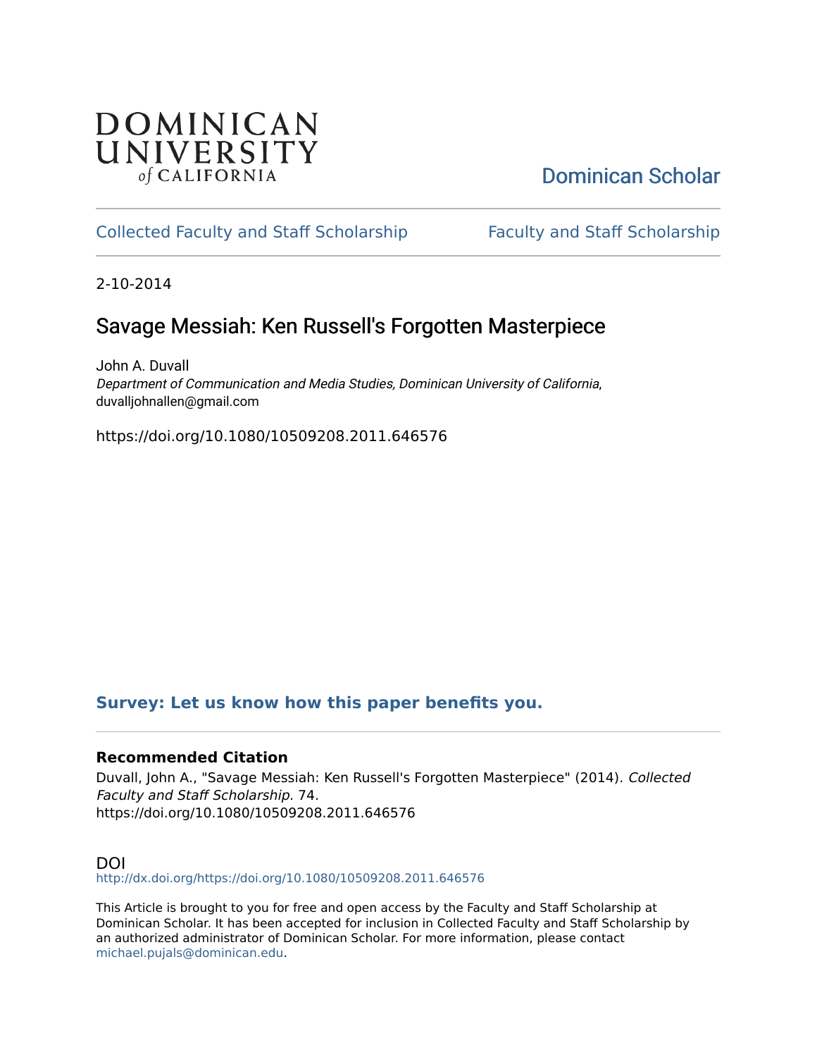DOMINICAN UNIVERSITY *of* CALIFORNIA

Dominican Scholar

Collected Faculty and Staff Scholarship

Faculty and Staff Scholarship

2-10-2014

# Savage Messiah: Ken Russell's Forgotten Masterpiece

John A. Duvall
*Department of Communication and Media Studies, Dominican University of California*, duvalljohnallen@gmail.com

https://doi.org/10.1080/10509208.2011.646576

**Survey: Let us know how this paper benefits you.**

### Recommended Citation

Duvall, John A., "Savage Messiah: Ken Russell's Forgotten Masterpiece" (2014). *Collected Faculty and Staff Scholarship*. 74.
https://doi.org/10.1080/10509208.2011.646576

## DOI

http://dx.doi.org/https://doi.org/10.1080/10509208.2011.646576

This Article is brought to you for free and open access by the Faculty and Staff Scholarship at Dominican Scholar. It has been accepted for inclusion in Collected Faculty and Staff Scholarship by an authorized administrator of Dominican Scholar. For more information, please contact michael.pujals@dominican.edu.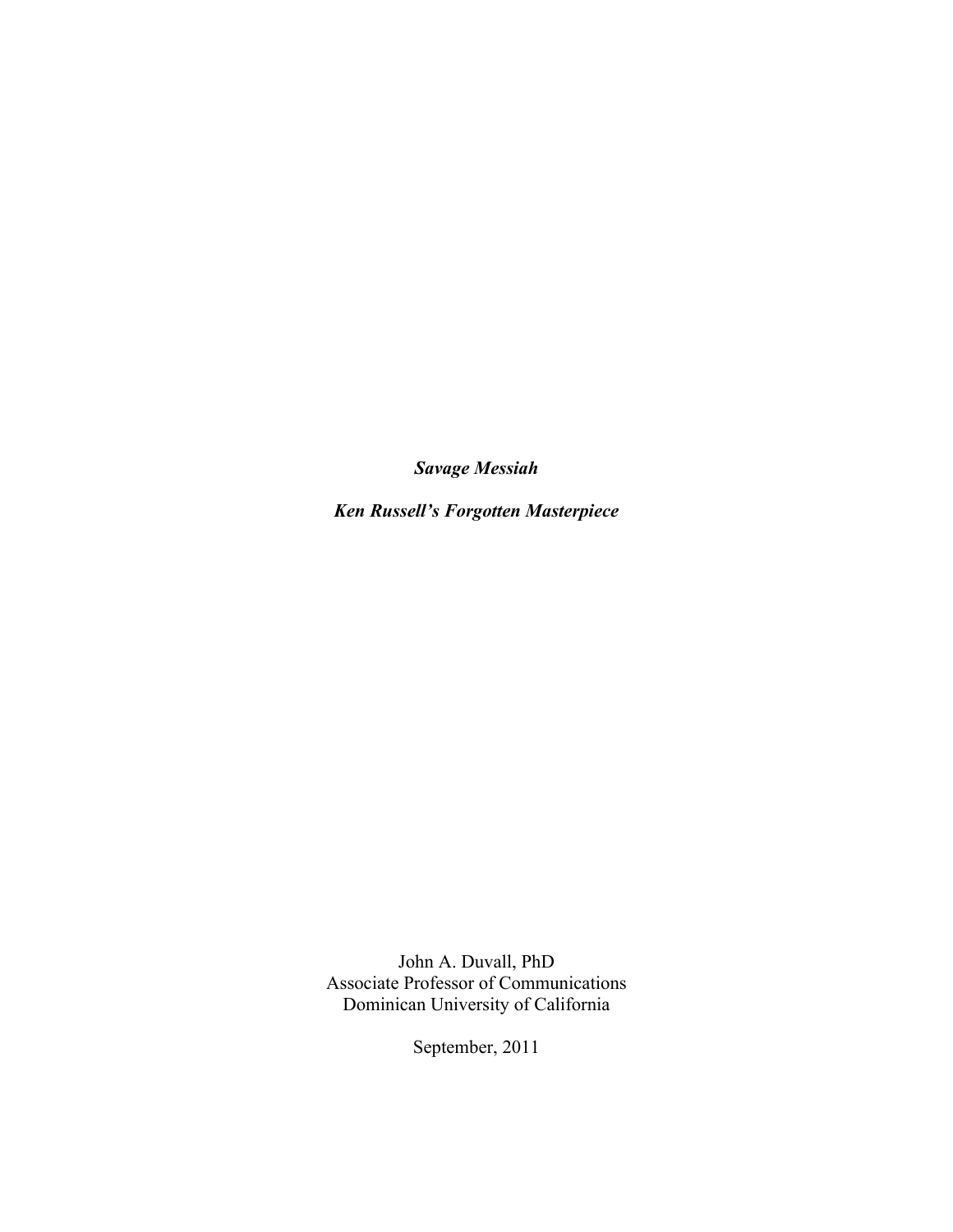***Savage Messiah***

***Ken Russell's Forgotten Masterpiece***

John A. Duvall, PhD
Associate Professor of Communications
Dominican University of California

September, 2011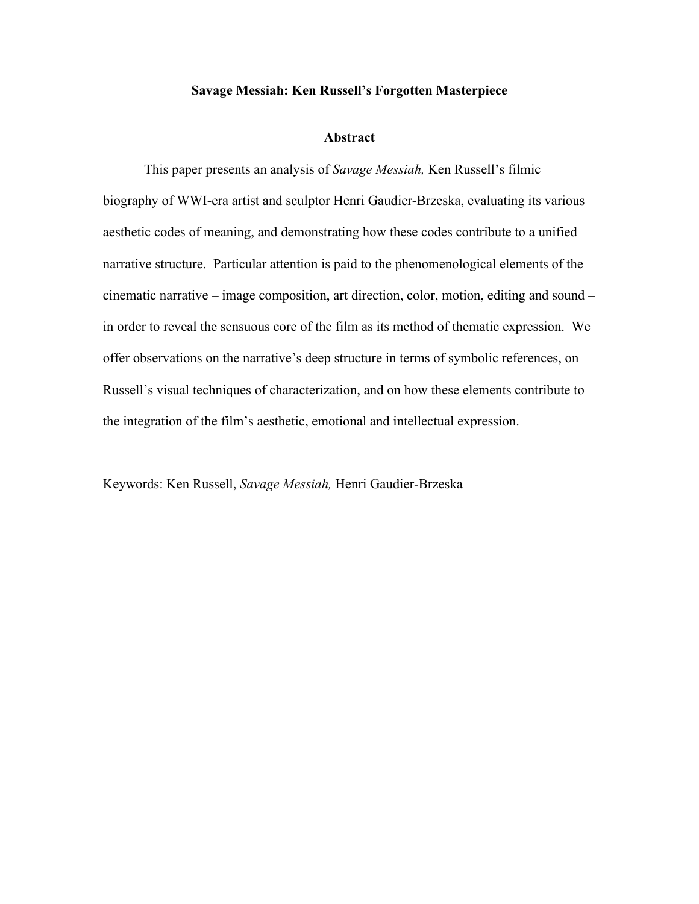**Savage Messiah: Ken Russell's Forgotten Masterpiece**

**Abstract**

This paper presents an analysis of *Savage Messiah,* Ken Russell's filmic biography of WWI-era artist and sculptor Henri Gaudier-Brzeska, evaluating its various aesthetic codes of meaning, and demonstrating how these codes contribute to a unified narrative structure. Particular attention is paid to the phenomenological elements of the cinematic narrative – image composition, art direction, color, motion, editing and sound – in order to reveal the sensuous core of the film as its method of thematic expression. We offer observations on the narrative's deep structure in terms of symbolic references, on Russell's visual techniques of characterization, and on how these elements contribute to the integration of the film's aesthetic, emotional and intellectual expression.

Keywords: Ken Russell, *Savage Messiah,* Henri Gaudier-Brzeska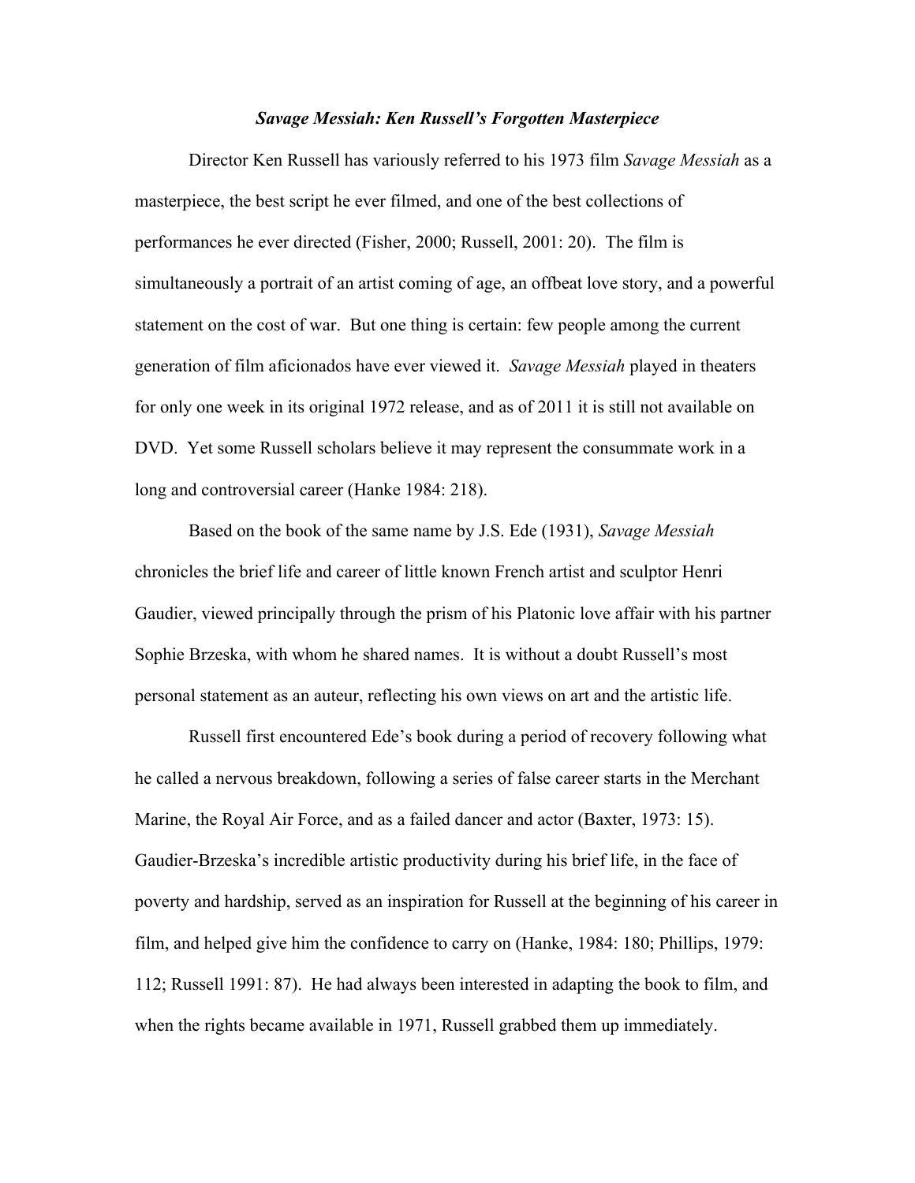## *Savage Messiah: Ken Russell's Forgotten Masterpiece*

Director Ken Russell has variously referred to his 1973 film *Savage Messiah* as a masterpiece, the best script he ever filmed, and one of the best collections of performances he ever directed (Fisher, 2000; Russell, 2001: 20). The film is simultaneously a portrait of an artist coming of age, an offbeat love story, and a powerful statement on the cost of war. But one thing is certain: few people among the current generation of film aficionados have ever viewed it. *Savage Messiah* played in theaters for only one week in its original 1972 release, and as of 2011 it is still not available on DVD. Yet some Russell scholars believe it may represent the consummate work in a long and controversial career (Hanke 1984: 218).

Based on the book of the same name by J.S. Ede (1931), *Savage Messiah* chronicles the brief life and career of little known French artist and sculptor Henri Gaudier, viewed principally through the prism of his Platonic love affair with his partner Sophie Brzeska, with whom he shared names. It is without a doubt Russell's most personal statement as an auteur, reflecting his own views on art and the artistic life.

Russell first encountered Ede's book during a period of recovery following what he called a nervous breakdown, following a series of false career starts in the Merchant Marine, the Royal Air Force, and as a failed dancer and actor (Baxter, 1973: 15). Gaudier-Brzeska's incredible artistic productivity during his brief life, in the face of poverty and hardship, served as an inspiration for Russell at the beginning of his career in film, and helped give him the confidence to carry on (Hanke, 1984: 180; Phillips, 1979: 112; Russell 1991: 87). He had always been interested in adapting the book to film, and when the rights became available in 1971, Russell grabbed them up immediately.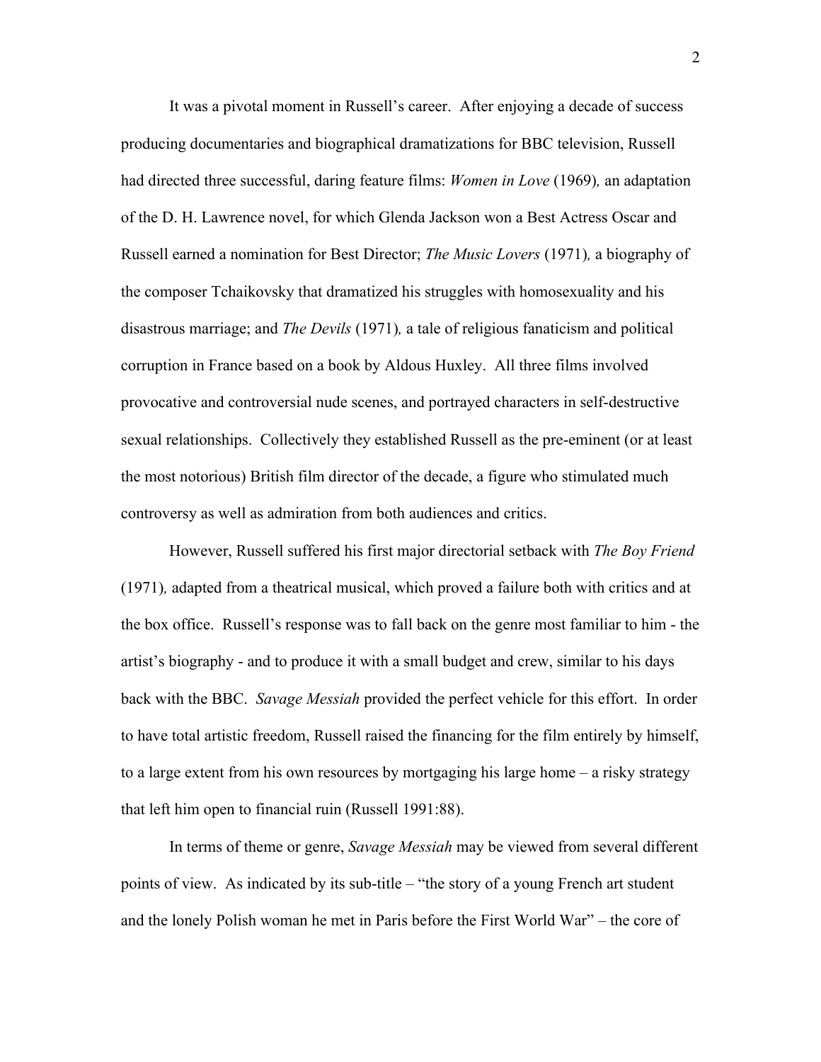It was a pivotal moment in Russell's career. After enjoying a decade of success producing documentaries and biographical dramatizations for BBC television, Russell had directed three successful, daring feature films: *Women in Love* (1969), an adaptation of the D. H. Lawrence novel, for which Glenda Jackson won a Best Actress Oscar and Russell earned a nomination for Best Director; *The Music Lovers* (1971), a biography of the composer Tchaikovsky that dramatized his struggles with homosexuality and his disastrous marriage; and *The Devils* (1971), a tale of religious fanaticism and political corruption in France based on a book by Aldous Huxley. All three films involved provocative and controversial nude scenes, and portrayed characters in self-destructive sexual relationships. Collectively they established Russell as the pre-eminent (or at least the most notorious) British film director of the decade, a figure who stimulated much controversy as well as admiration from both audiences and critics.

However, Russell suffered his first major directorial setback with *The Boy Friend* (1971), adapted from a theatrical musical, which proved a failure both with critics and at the box office. Russell's response was to fall back on the genre most familiar to him - the artist's biography - and to produce it with a small budget and crew, similar to his days back with the BBC. *Savage Messiah* provided the perfect vehicle for this effort. In order to have total artistic freedom, Russell raised the financing for the film entirely by himself, to a large extent from his own resources by mortgaging his large home – a risky strategy that left him open to financial ruin (Russell 1991:88).

In terms of theme or genre, *Savage Messiah* may be viewed from several different points of view. As indicated by its sub-title – "the story of a young French art student and the lonely Polish woman he met in Paris before the First World War" – the core of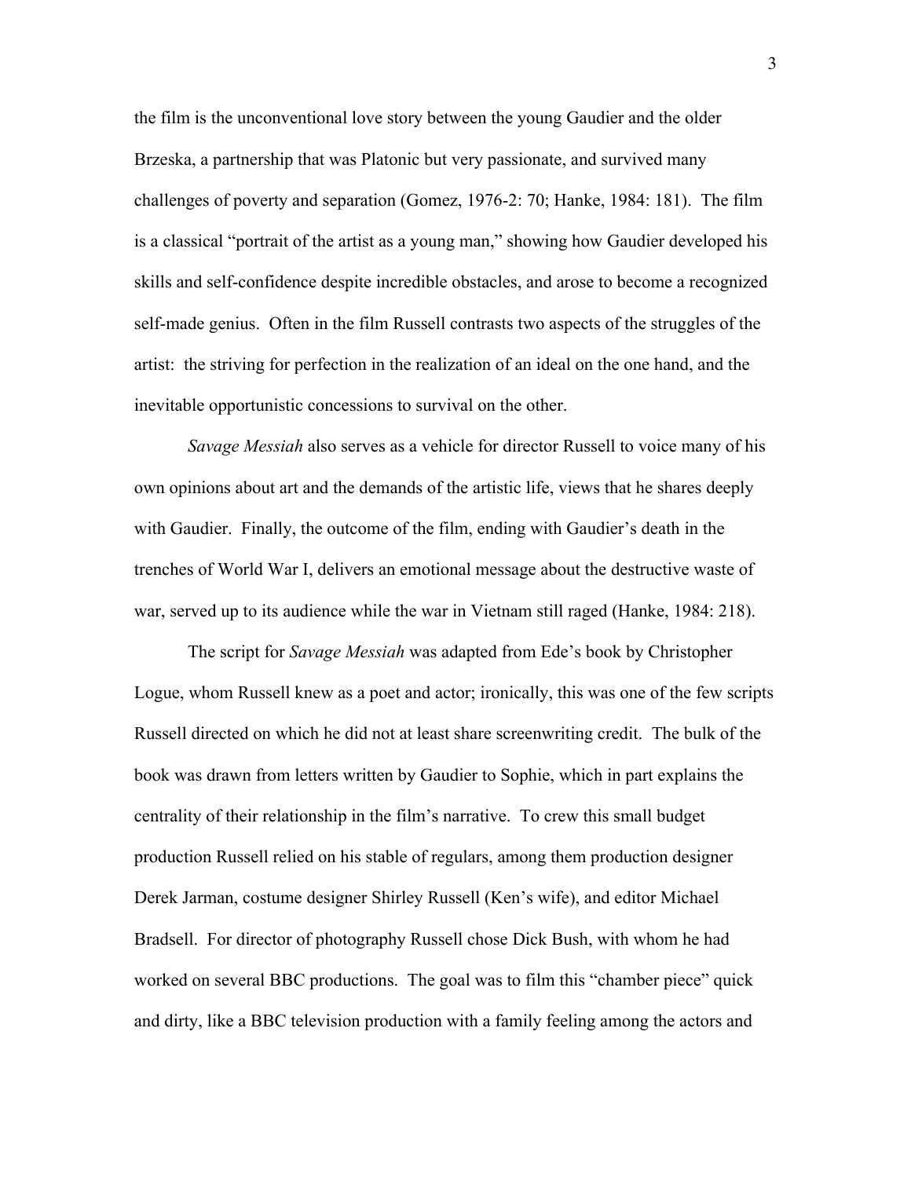the film is the unconventional love story between the young Gaudier and the older Brzeska, a partnership that was Platonic but very passionate, and survived many challenges of poverty and separation (Gomez, 1976-2: 70; Hanke, 1984: 181). The film is a classical "portrait of the artist as a young man," showing how Gaudier developed his skills and self-confidence despite incredible obstacles, and arose to become a recognized self-made genius. Often in the film Russell contrasts two aspects of the struggles of the artist: the striving for perfection in the realization of an ideal on the one hand, and the inevitable opportunistic concessions to survival on the other.

*Savage Messiah* also serves as a vehicle for director Russell to voice many of his own opinions about art and the demands of the artistic life, views that he shares deeply with Gaudier. Finally, the outcome of the film, ending with Gaudier's death in the trenches of World War I, delivers an emotional message about the destructive waste of war, served up to its audience while the war in Vietnam still raged (Hanke, 1984: 218).

The script for *Savage Messiah* was adapted from Ede's book by Christopher Logue, whom Russell knew as a poet and actor; ironically, this was one of the few scripts Russell directed on which he did not at least share screenwriting credit. The bulk of the book was drawn from letters written by Gaudier to Sophie, which in part explains the centrality of their relationship in the film's narrative. To crew this small budget production Russell relied on his stable of regulars, among them production designer Derek Jarman, costume designer Shirley Russell (Ken's wife), and editor Michael Bradsell. For director of photography Russell chose Dick Bush, with whom he had worked on several BBC productions. The goal was to film this "chamber piece" quick and dirty, like a BBC television production with a family feeling among the actors and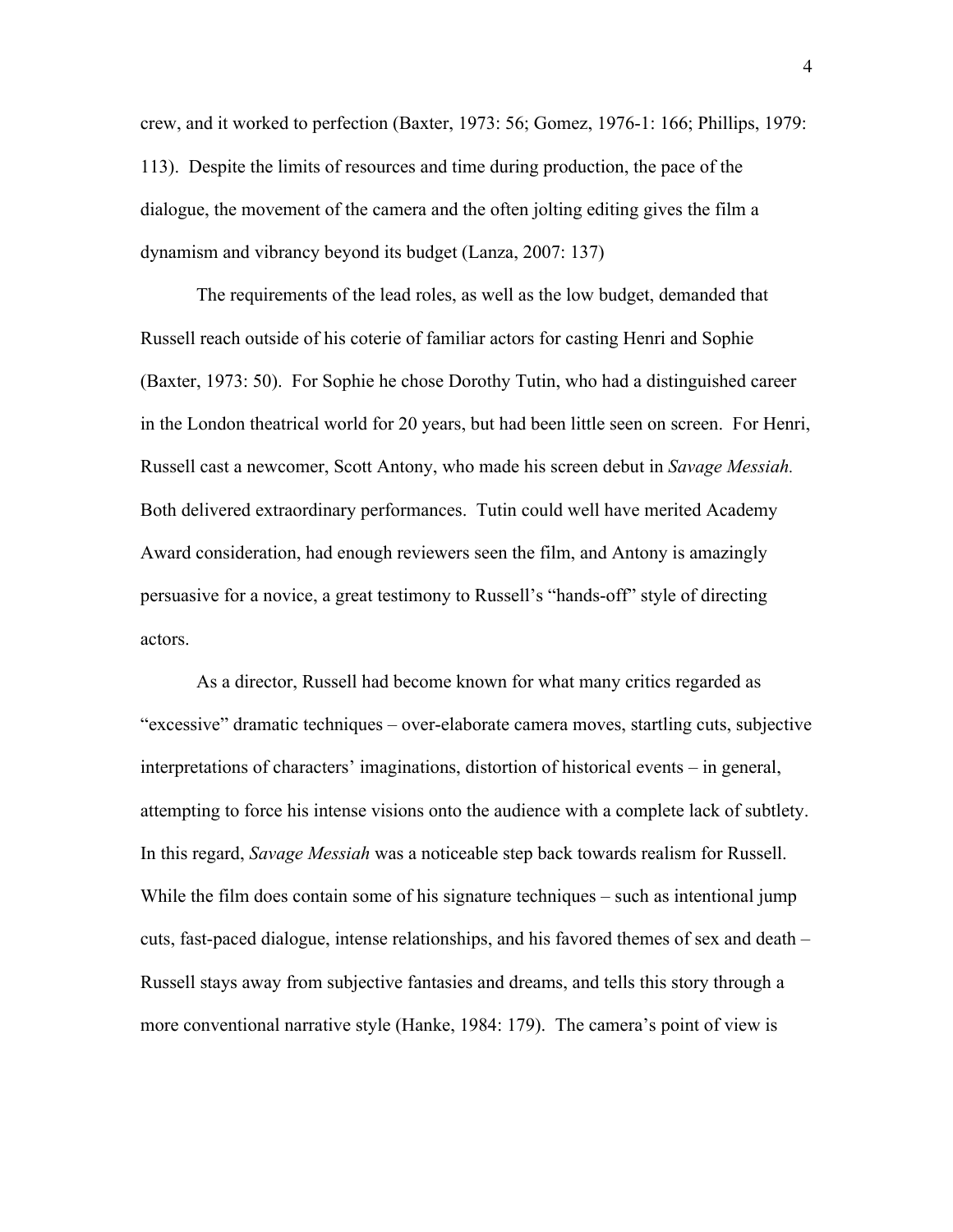crew, and it worked to perfection (Baxter, 1973: 56; Gomez, 1976-1: 166; Phillips, 1979: 113). Despite the limits of resources and time during production, the pace of the dialogue, the movement of the camera and the often jolting editing gives the film a dynamism and vibrancy beyond its budget (Lanza, 2007: 137)

The requirements of the lead roles, as well as the low budget, demanded that Russell reach outside of his coterie of familiar actors for casting Henri and Sophie (Baxter, 1973: 50). For Sophie he chose Dorothy Tutin, who had a distinguished career in the London theatrical world for 20 years, but had been little seen on screen. For Henri, Russell cast a newcomer, Scott Antony, who made his screen debut in *Savage Messiah.* Both delivered extraordinary performances. Tutin could well have merited Academy Award consideration, had enough reviewers seen the film, and Antony is amazingly persuasive for a novice, a great testimony to Russell's "hands-off" style of directing actors.

As a director, Russell had become known for what many critics regarded as "excessive" dramatic techniques – over-elaborate camera moves, startling cuts, subjective interpretations of characters' imaginations, distortion of historical events – in general, attempting to force his intense visions onto the audience with a complete lack of subtlety. In this regard, *Savage Messiah* was a noticeable step back towards realism for Russell. While the film does contain some of his signature techniques – such as intentional jump cuts, fast-paced dialogue, intense relationships, and his favored themes of sex and death – Russell stays away from subjective fantasies and dreams, and tells this story through a more conventional narrative style (Hanke, 1984: 179). The camera's point of view is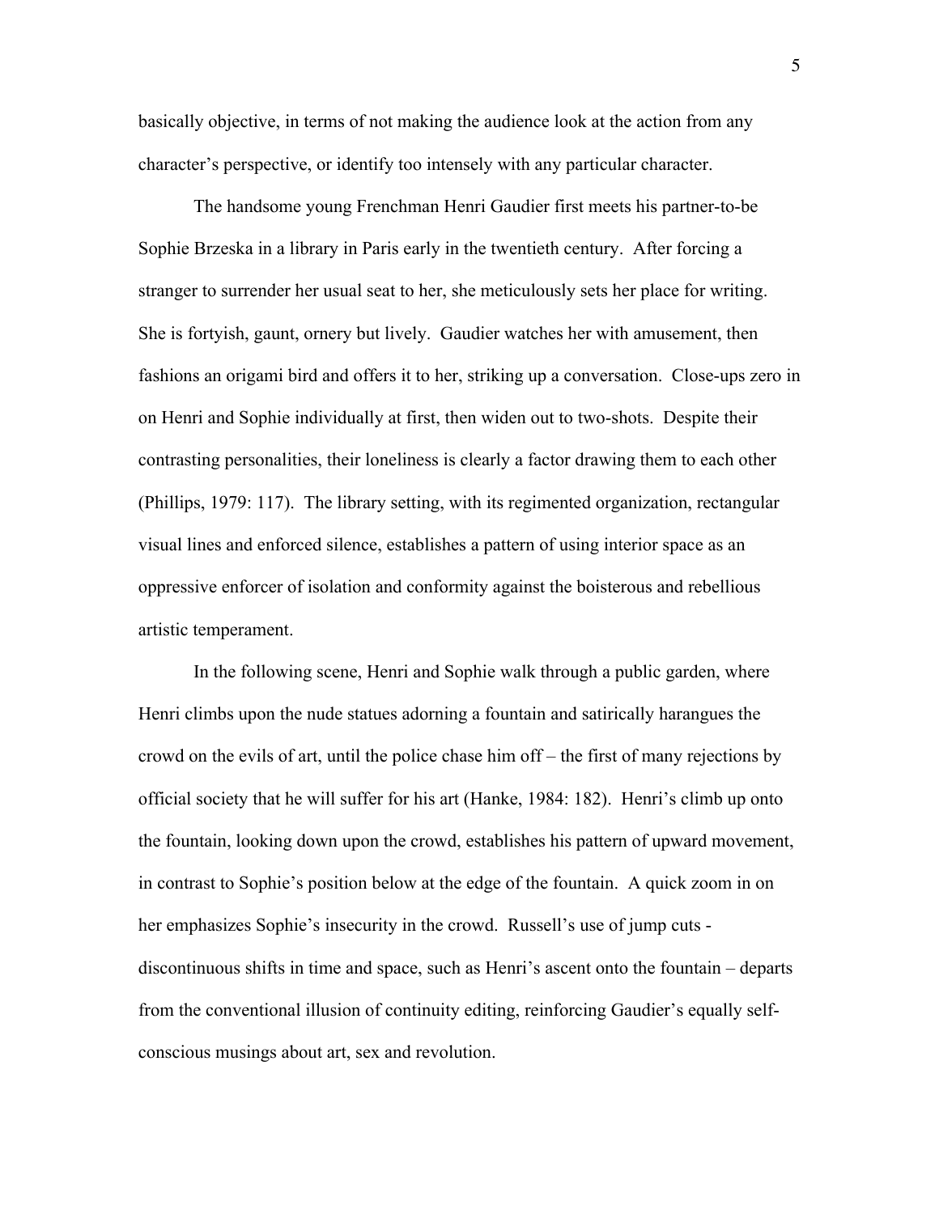basically objective, in terms of not making the audience look at the action from any character's perspective, or identify too intensely with any particular character.

The handsome young Frenchman Henri Gaudier first meets his partner-to-be Sophie Brzeska in a library in Paris early in the twentieth century. After forcing a stranger to surrender her usual seat to her, she meticulously sets her place for writing. She is fortyish, gaunt, ornery but lively. Gaudier watches her with amusement, then fashions an origami bird and offers it to her, striking up a conversation. Close-ups zero in on Henri and Sophie individually at first, then widen out to two-shots. Despite their contrasting personalities, their loneliness is clearly a factor drawing them to each other (Phillips, 1979: 117). The library setting, with its regimented organization, rectangular visual lines and enforced silence, establishes a pattern of using interior space as an oppressive enforcer of isolation and conformity against the boisterous and rebellious artistic temperament.

In the following scene, Henri and Sophie walk through a public garden, where Henri climbs upon the nude statues adorning a fountain and satirically harangues the crowd on the evils of art, until the police chase him off – the first of many rejections by official society that he will suffer for his art (Hanke, 1984: 182). Henri's climb up onto the fountain, looking down upon the crowd, establishes his pattern of upward movement, in contrast to Sophie's position below at the edge of the fountain. A quick zoom in on her emphasizes Sophie's insecurity in the crowd. Russell's use of jump cuts - discontinuous shifts in time and space, such as Henri's ascent onto the fountain – departs from the conventional illusion of continuity editing, reinforcing Gaudier's equally self-conscious musings about art, sex and revolution.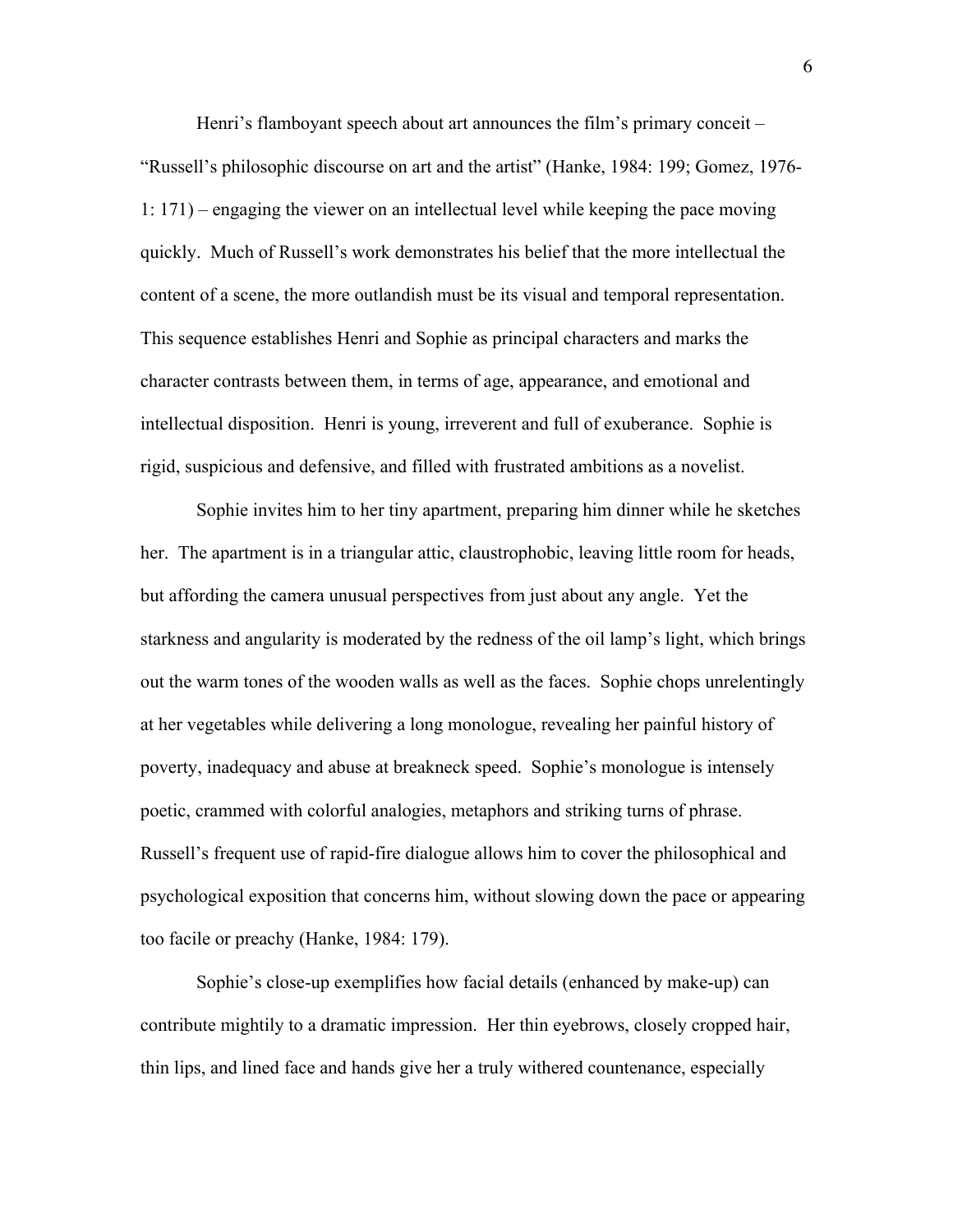Henri's flamboyant speech about art announces the film's primary conceit – "Russell's philosophic discourse on art and the artist" (Hanke, 1984: 199; Gomez, 1976-1: 171) – engaging the viewer on an intellectual level while keeping the pace moving quickly. Much of Russell's work demonstrates his belief that the more intellectual the content of a scene, the more outlandish must be its visual and temporal representation. This sequence establishes Henri and Sophie as principal characters and marks the character contrasts between them, in terms of age, appearance, and emotional and intellectual disposition. Henri is young, irreverent and full of exuberance. Sophie is rigid, suspicious and defensive, and filled with frustrated ambitions as a novelist.

Sophie invites him to her tiny apartment, preparing him dinner while he sketches her. The apartment is in a triangular attic, claustrophobic, leaving little room for heads, but affording the camera unusual perspectives from just about any angle. Yet the starkness and angularity is moderated by the redness of the oil lamp's light, which brings out the warm tones of the wooden walls as well as the faces. Sophie chops unrelentingly at her vegetables while delivering a long monologue, revealing her painful history of poverty, inadequacy and abuse at breakneck speed. Sophie's monologue is intensely poetic, crammed with colorful analogies, metaphors and striking turns of phrase. Russell's frequent use of rapid-fire dialogue allows him to cover the philosophical and psychological exposition that concerns him, without slowing down the pace or appearing too facile or preachy (Hanke, 1984: 179).

Sophie's close-up exemplifies how facial details (enhanced by make-up) can contribute mightily to a dramatic impression. Her thin eyebrows, closely cropped hair, thin lips, and lined face and hands give her a truly withered countenance, especially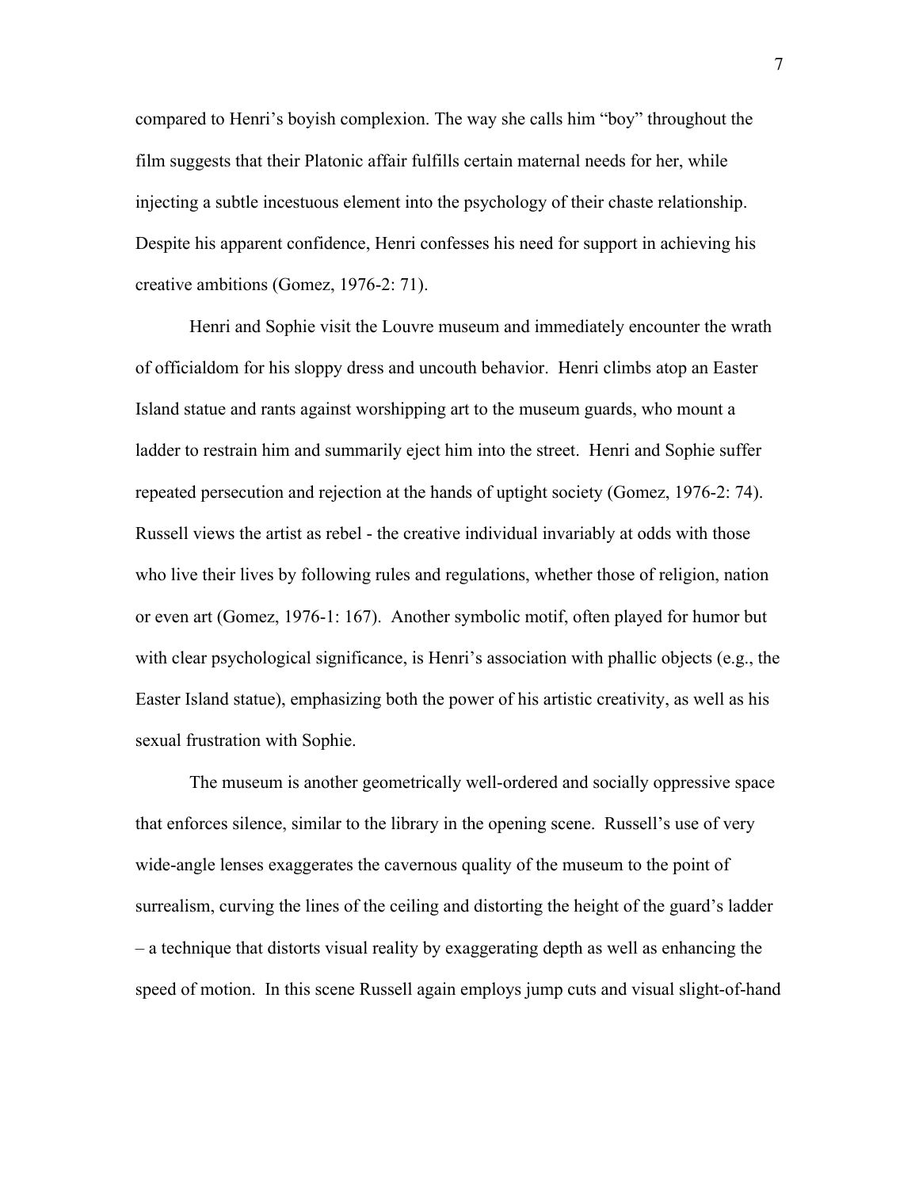compared to Henri's boyish complexion. The way she calls him "boy" throughout the film suggests that their Platonic affair fulfills certain maternal needs for her, while injecting a subtle incestuous element into the psychology of their chaste relationship. Despite his apparent confidence, Henri confesses his need for support in achieving his creative ambitions (Gomez, 1976-2: 71).

Henri and Sophie visit the Louvre museum and immediately encounter the wrath of officialdom for his sloppy dress and uncouth behavior. Henri climbs atop an Easter Island statue and rants against worshipping art to the museum guards, who mount a ladder to restrain him and summarily eject him into the street. Henri and Sophie suffer repeated persecution and rejection at the hands of uptight society (Gomez, 1976-2: 74). Russell views the artist as rebel - the creative individual invariably at odds with those who live their lives by following rules and regulations, whether those of religion, nation or even art (Gomez, 1976-1: 167). Another symbolic motif, often played for humor but with clear psychological significance, is Henri's association with phallic objects (e.g., the Easter Island statue), emphasizing both the power of his artistic creativity, as well as his sexual frustration with Sophie.

The museum is another geometrically well-ordered and socially oppressive space that enforces silence, similar to the library in the opening scene. Russell's use of very wide-angle lenses exaggerates the cavernous quality of the museum to the point of surrealism, curving the lines of the ceiling and distorting the height of the guard's ladder – a technique that distorts visual reality by exaggerating depth as well as enhancing the speed of motion. In this scene Russell again employs jump cuts and visual slight-of-hand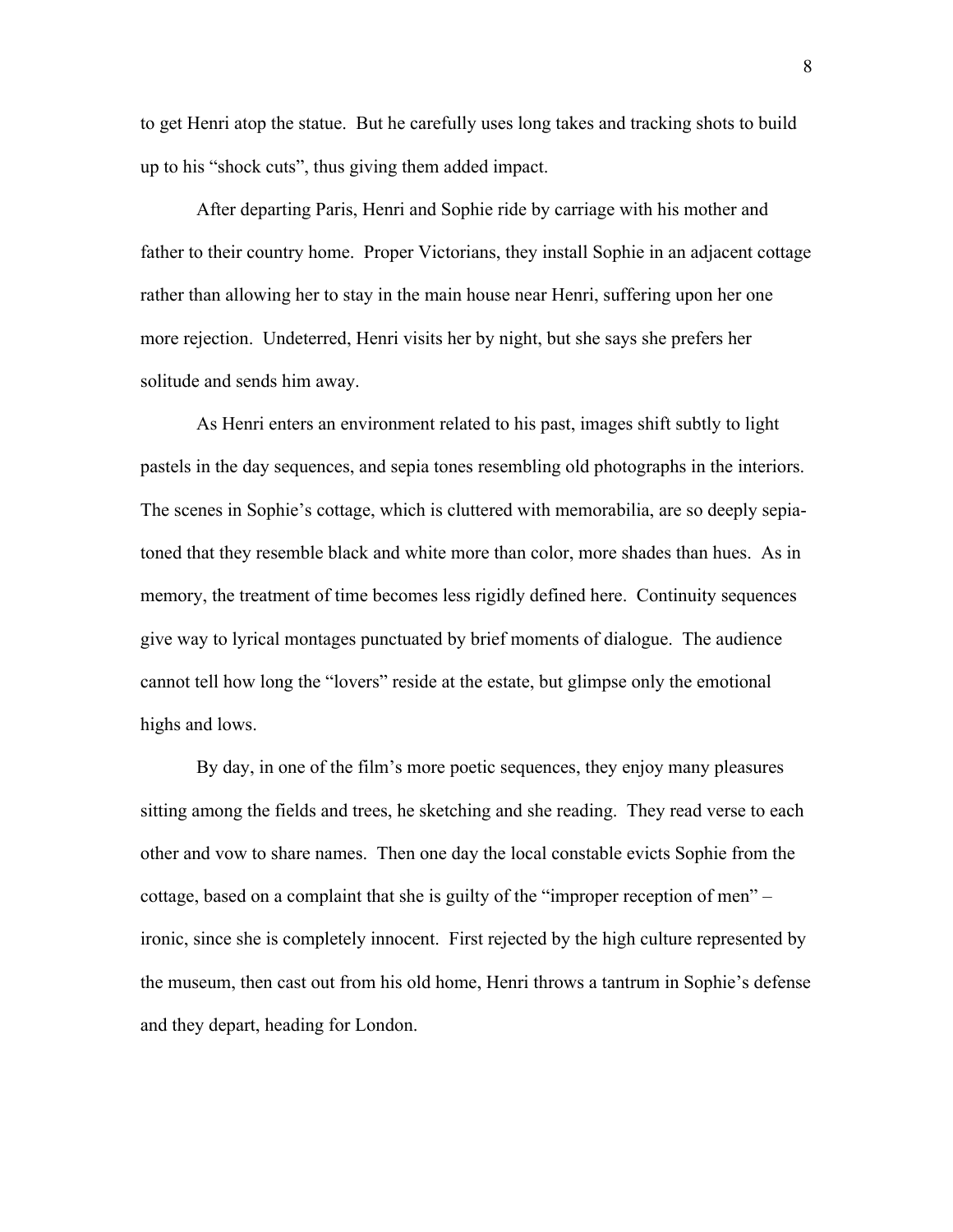to get Henri atop the statue. But he carefully uses long takes and tracking shots to build up to his "shock cuts", thus giving them added impact.

After departing Paris, Henri and Sophie ride by carriage with his mother and father to their country home. Proper Victorians, they install Sophie in an adjacent cottage rather than allowing her to stay in the main house near Henri, suffering upon her one more rejection. Undeterred, Henri visits her by night, but she says she prefers her solitude and sends him away.

As Henri enters an environment related to his past, images shift subtly to light pastels in the day sequences, and sepia tones resembling old photographs in the interiors. The scenes in Sophie's cottage, which is cluttered with memorabilia, are so deeply sepia-toned that they resemble black and white more than color, more shades than hues. As in memory, the treatment of time becomes less rigidly defined here. Continuity sequences give way to lyrical montages punctuated by brief moments of dialogue. The audience cannot tell how long the "lovers" reside at the estate, but glimpse only the emotional highs and lows.

By day, in one of the film's more poetic sequences, they enjoy many pleasures sitting among the fields and trees, he sketching and she reading. They read verse to each other and vow to share names. Then one day the local constable evicts Sophie from the cottage, based on a complaint that she is guilty of the "improper reception of men" – ironic, since she is completely innocent. First rejected by the high culture represented by the museum, then cast out from his old home, Henri throws a tantrum in Sophie's defense and they depart, heading for London.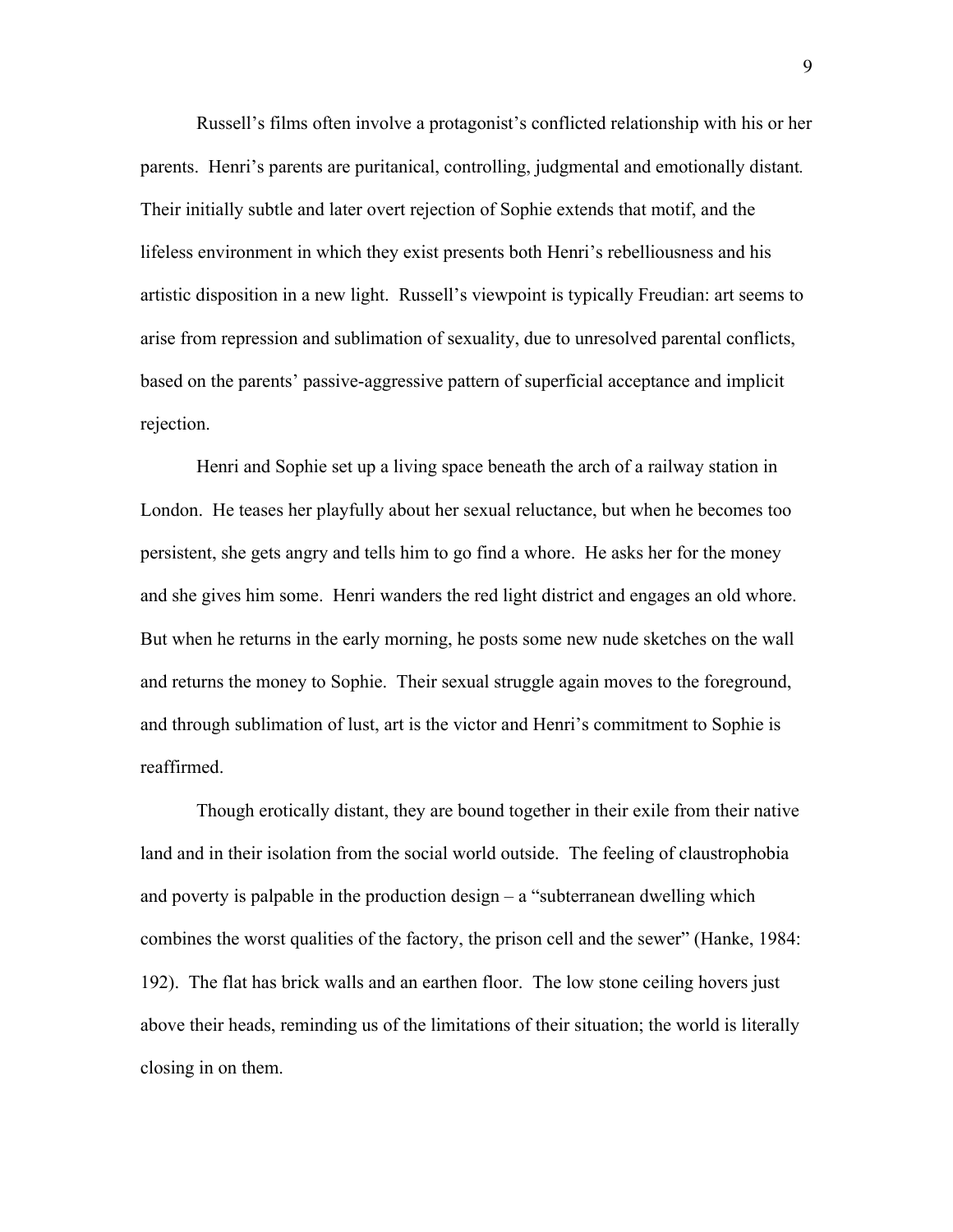Russell's films often involve a protagonist's conflicted relationship with his or her parents. Henri's parents are puritanical, controlling, judgmental and emotionally distant. Their initially subtle and later overt rejection of Sophie extends that motif, and the lifeless environment in which they exist presents both Henri's rebelliousness and his artistic disposition in a new light. Russell's viewpoint is typically Freudian: art seems to arise from repression and sublimation of sexuality, due to unresolved parental conflicts, based on the parents' passive-aggressive pattern of superficial acceptance and implicit rejection.

Henri and Sophie set up a living space beneath the arch of a railway station in London. He teases her playfully about her sexual reluctance, but when he becomes too persistent, she gets angry and tells him to go find a whore. He asks her for the money and she gives him some. Henri wanders the red light district and engages an old whore. But when he returns in the early morning, he posts some new nude sketches on the wall and returns the money to Sophie. Their sexual struggle again moves to the foreground, and through sublimation of lust, art is the victor and Henri's commitment to Sophie is reaffirmed.

Though erotically distant, they are bound together in their exile from their native land and in their isolation from the social world outside. The feeling of claustrophobia and poverty is palpable in the production design – a "subterranean dwelling which combines the worst qualities of the factory, the prison cell and the sewer" (Hanke, 1984: 192). The flat has brick walls and an earthen floor. The low stone ceiling hovers just above their heads, reminding us of the limitations of their situation; the world is literally closing in on them.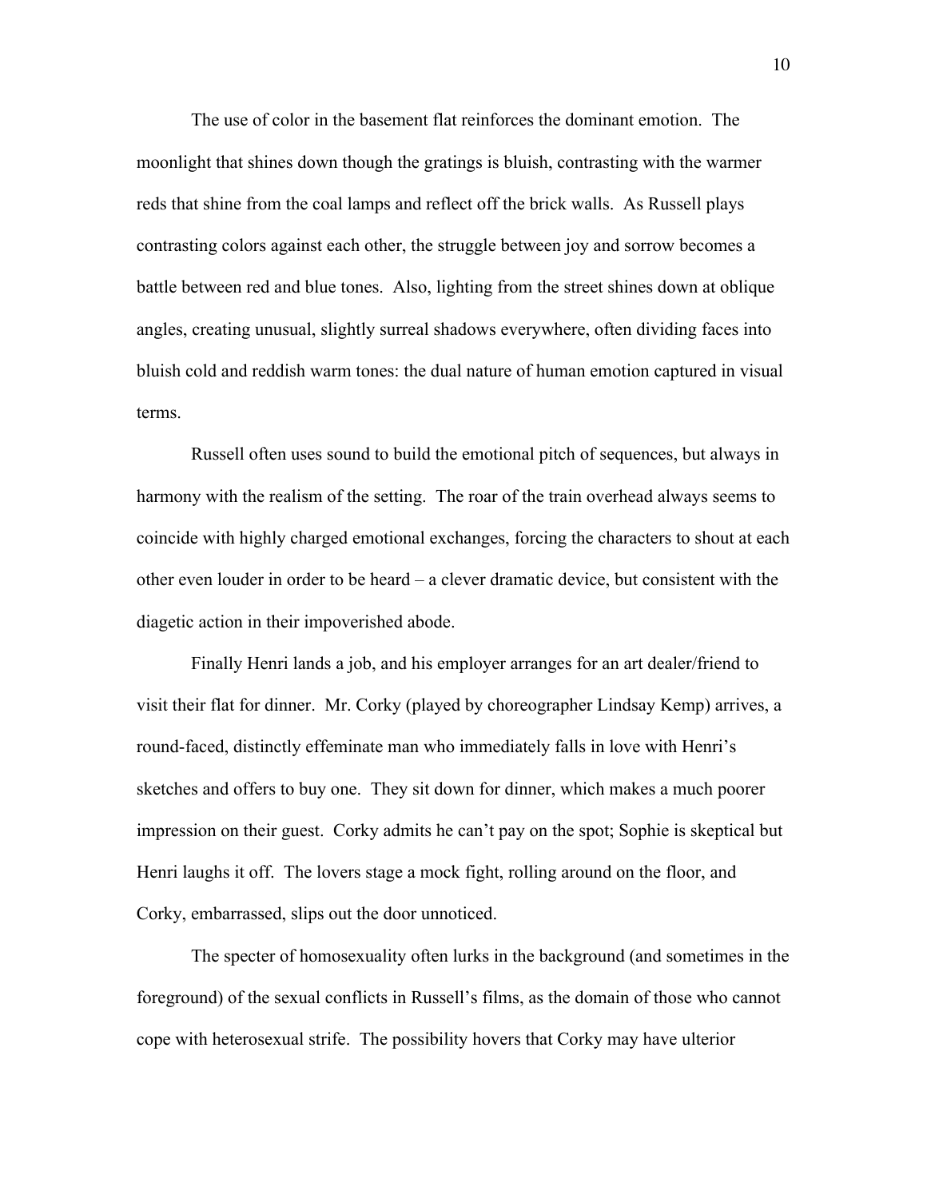The use of color in the basement flat reinforces the dominant emotion. The moonlight that shines down though the gratings is bluish, contrasting with the warmer reds that shine from the coal lamps and reflect off the brick walls. As Russell plays contrasting colors against each other, the struggle between joy and sorrow becomes a battle between red and blue tones. Also, lighting from the street shines down at oblique angles, creating unusual, slightly surreal shadows everywhere, often dividing faces into bluish cold and reddish warm tones: the dual nature of human emotion captured in visual terms.

Russell often uses sound to build the emotional pitch of sequences, but always in harmony with the realism of the setting. The roar of the train overhead always seems to coincide with highly charged emotional exchanges, forcing the characters to shout at each other even louder in order to be heard – a clever dramatic device, but consistent with the diagetic action in their impoverished abode.

Finally Henri lands a job, and his employer arranges for an art dealer/friend to visit their flat for dinner. Mr. Corky (played by choreographer Lindsay Kemp) arrives, a round-faced, distinctly effeminate man who immediately falls in love with Henri's sketches and offers to buy one. They sit down for dinner, which makes a much poorer impression on their guest. Corky admits he can't pay on the spot; Sophie is skeptical but Henri laughs it off. The lovers stage a mock fight, rolling around on the floor, and Corky, embarrassed, slips out the door unnoticed.

The specter of homosexuality often lurks in the background (and sometimes in the foreground) of the sexual conflicts in Russell's films, as the domain of those who cannot cope with heterosexual strife. The possibility hovers that Corky may have ulterior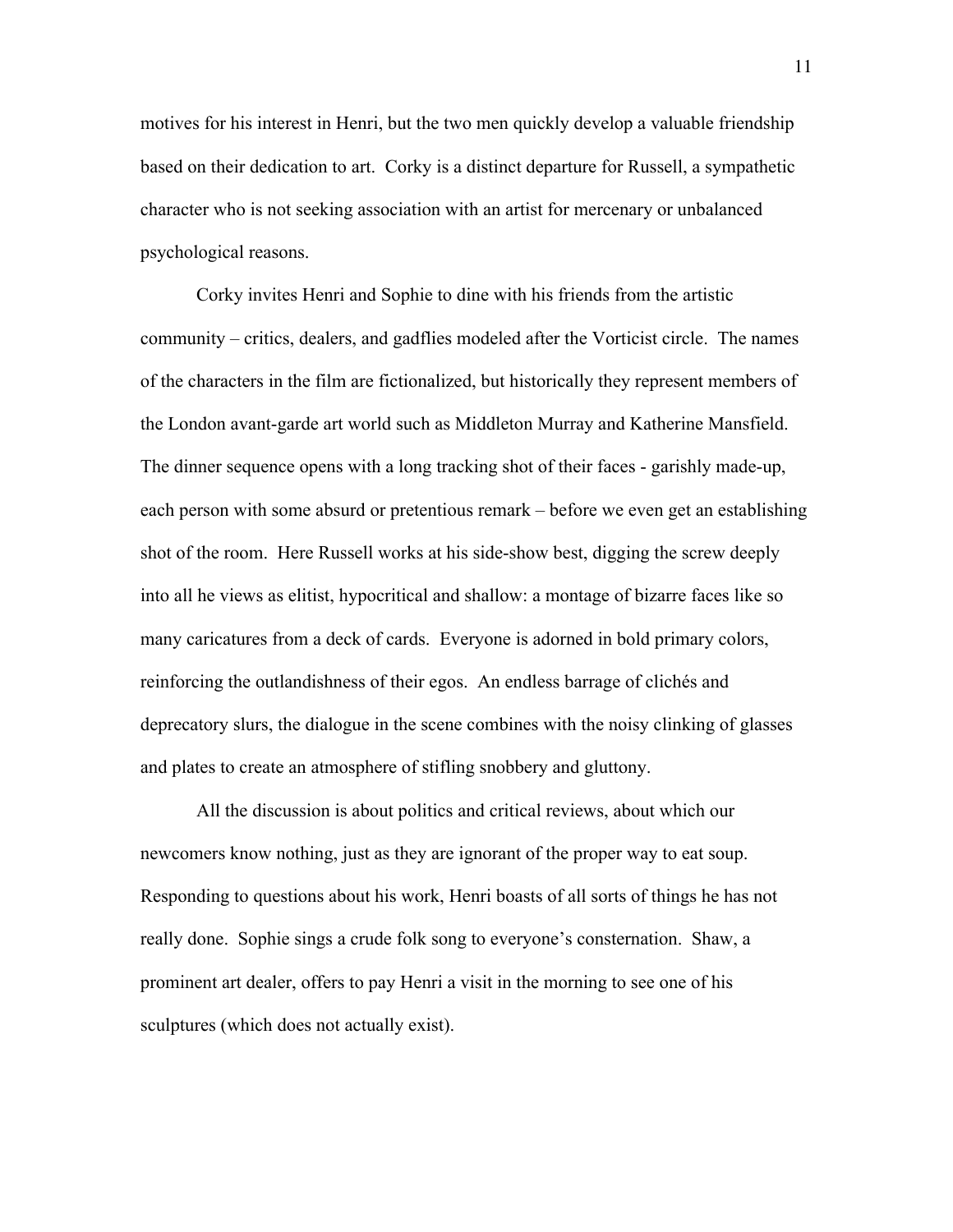motives for his interest in Henri, but the two men quickly develop a valuable friendship based on their dedication to art. Corky is a distinct departure for Russell, a sympathetic character who is not seeking association with an artist for mercenary or unbalanced psychological reasons.

Corky invites Henri and Sophie to dine with his friends from the artistic community – critics, dealers, and gadflies modeled after the Vorticist circle. The names of the characters in the film are fictionalized, but historically they represent members of the London avant-garde art world such as Middleton Murray and Katherine Mansfield. The dinner sequence opens with a long tracking shot of their faces - garishly made-up, each person with some absurd or pretentious remark – before we even get an establishing shot of the room. Here Russell works at his side-show best, digging the screw deeply into all he views as elitist, hypocritical and shallow: a montage of bizarre faces like so many caricatures from a deck of cards. Everyone is adorned in bold primary colors, reinforcing the outlandishness of their egos. An endless barrage of clichés and deprecatory slurs, the dialogue in the scene combines with the noisy clinking of glasses and plates to create an atmosphere of stifling snobbery and gluttony.

All the discussion is about politics and critical reviews, about which our newcomers know nothing, just as they are ignorant of the proper way to eat soup. Responding to questions about his work, Henri boasts of all sorts of things he has not really done. Sophie sings a crude folk song to everyone's consternation. Shaw, a prominent art dealer, offers to pay Henri a visit in the morning to see one of his sculptures (which does not actually exist).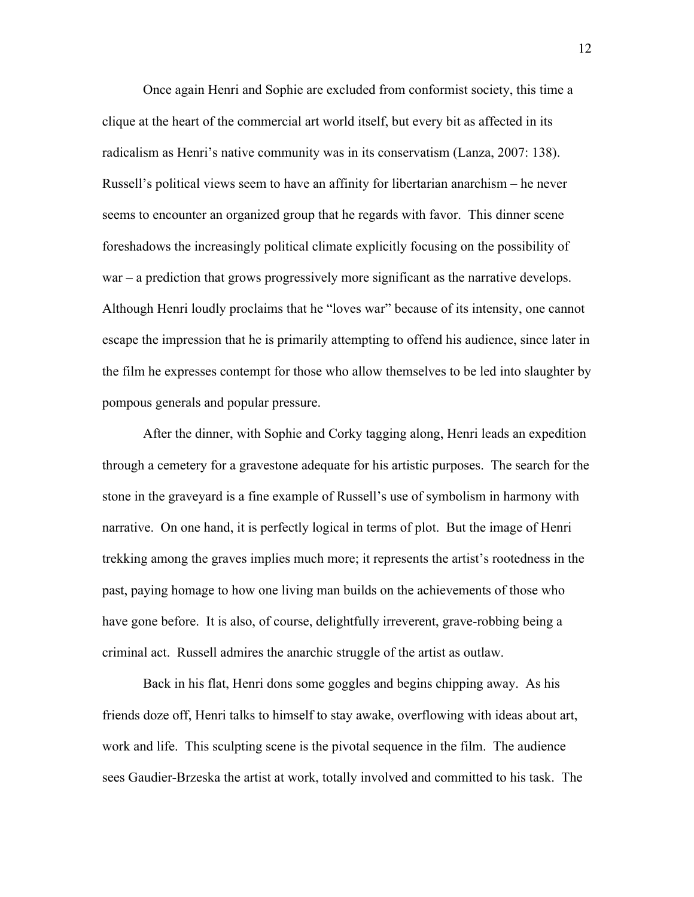Once again Henri and Sophie are excluded from conformist society, this time a clique at the heart of the commercial art world itself, but every bit as affected in its radicalism as Henri's native community was in its conservatism (Lanza, 2007: 138). Russell's political views seem to have an affinity for libertarian anarchism – he never seems to encounter an organized group that he regards with favor. This dinner scene foreshadows the increasingly political climate explicitly focusing on the possibility of war – a prediction that grows progressively more significant as the narrative develops. Although Henri loudly proclaims that he "loves war" because of its intensity, one cannot escape the impression that he is primarily attempting to offend his audience, since later in the film he expresses contempt for those who allow themselves to be led into slaughter by pompous generals and popular pressure.

After the dinner, with Sophie and Corky tagging along, Henri leads an expedition through a cemetery for a gravestone adequate for his artistic purposes. The search for the stone in the graveyard is a fine example of Russell's use of symbolism in harmony with narrative. On one hand, it is perfectly logical in terms of plot. But the image of Henri trekking among the graves implies much more; it represents the artist's rootedness in the past, paying homage to how one living man builds on the achievements of those who have gone before. It is also, of course, delightfully irreverent, grave-robbing being a criminal act. Russell admires the anarchic struggle of the artist as outlaw.

Back in his flat, Henri dons some goggles and begins chipping away. As his friends doze off, Henri talks to himself to stay awake, overflowing with ideas about art, work and life. This sculpting scene is the pivotal sequence in the film. The audience sees Gaudier-Brzeska the artist at work, totally involved and committed to his task. The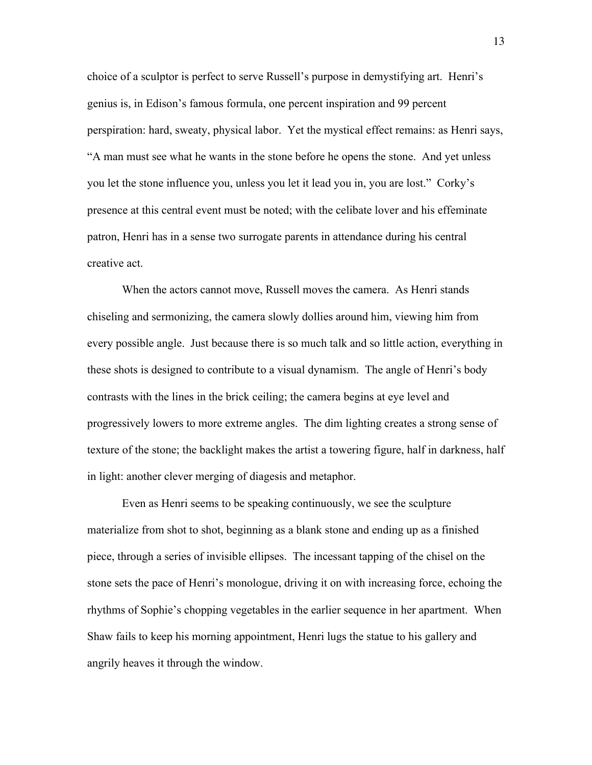choice of a sculptor is perfect to serve Russell's purpose in demystifying art. Henri's genius is, in Edison's famous formula, one percent inspiration and 99 percent perspiration: hard, sweaty, physical labor. Yet the mystical effect remains: as Henri says, "A man must see what he wants in the stone before he opens the stone. And yet unless you let the stone influence you, unless you let it lead you in, you are lost." Corky's presence at this central event must be noted; with the celibate lover and his effeminate patron, Henri has in a sense two surrogate parents in attendance during his central creative act.

When the actors cannot move, Russell moves the camera. As Henri stands chiseling and sermonizing, the camera slowly dollies around him, viewing him from every possible angle. Just because there is so much talk and so little action, everything in these shots is designed to contribute to a visual dynamism. The angle of Henri's body contrasts with the lines in the brick ceiling; the camera begins at eye level and progressively lowers to more extreme angles. The dim lighting creates a strong sense of texture of the stone; the backlight makes the artist a towering figure, half in darkness, half in light: another clever merging of diagesis and metaphor.

Even as Henri seems to be speaking continuously, we see the sculpture materialize from shot to shot, beginning as a blank stone and ending up as a finished piece, through a series of invisible ellipses. The incessant tapping of the chisel on the stone sets the pace of Henri's monologue, driving it on with increasing force, echoing the rhythms of Sophie's chopping vegetables in the earlier sequence in her apartment. When Shaw fails to keep his morning appointment, Henri lugs the statue to his gallery and angrily heaves it through the window.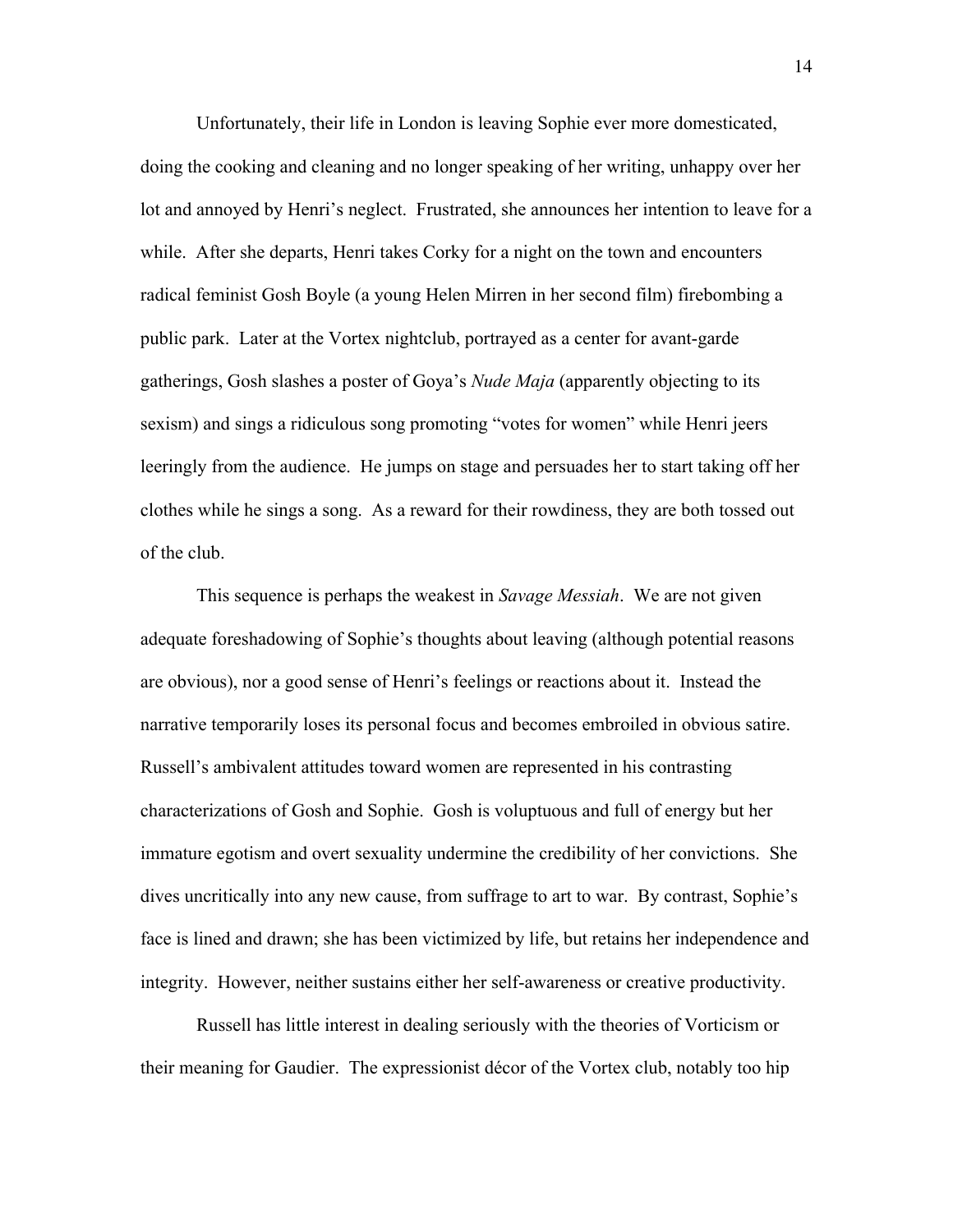Unfortunately, their life in London is leaving Sophie ever more domesticated, doing the cooking and cleaning and no longer speaking of her writing, unhappy over her lot and annoyed by Henri's neglect. Frustrated, she announces her intention to leave for a while. After she departs, Henri takes Corky for a night on the town and encounters radical feminist Gosh Boyle (a young Helen Mirren in her second film) firebombing a public park. Later at the Vortex nightclub, portrayed as a center for avant-garde gatherings, Gosh slashes a poster of Goya's *Nude Maja* (apparently objecting to its sexism) and sings a ridiculous song promoting "votes for women" while Henri jeers leeringly from the audience. He jumps on stage and persuades her to start taking off her clothes while he sings a song. As a reward for their rowdiness, they are both tossed out of the club.

This sequence is perhaps the weakest in *Savage Messiah*. We are not given adequate foreshadowing of Sophie's thoughts about leaving (although potential reasons are obvious), nor a good sense of Henri's feelings or reactions about it. Instead the narrative temporarily loses its personal focus and becomes embroiled in obvious satire. Russell's ambivalent attitudes toward women are represented in his contrasting characterizations of Gosh and Sophie. Gosh is voluptuous and full of energy but her immature egotism and overt sexuality undermine the credibility of her convictions. She dives uncritically into any new cause, from suffrage to art to war. By contrast, Sophie's face is lined and drawn; she has been victimized by life, but retains her independence and integrity. However, neither sustains either her self-awareness or creative productivity.

Russell has little interest in dealing seriously with the theories of Vorticism or their meaning for Gaudier. The expressionist décor of the Vortex club, notably too hip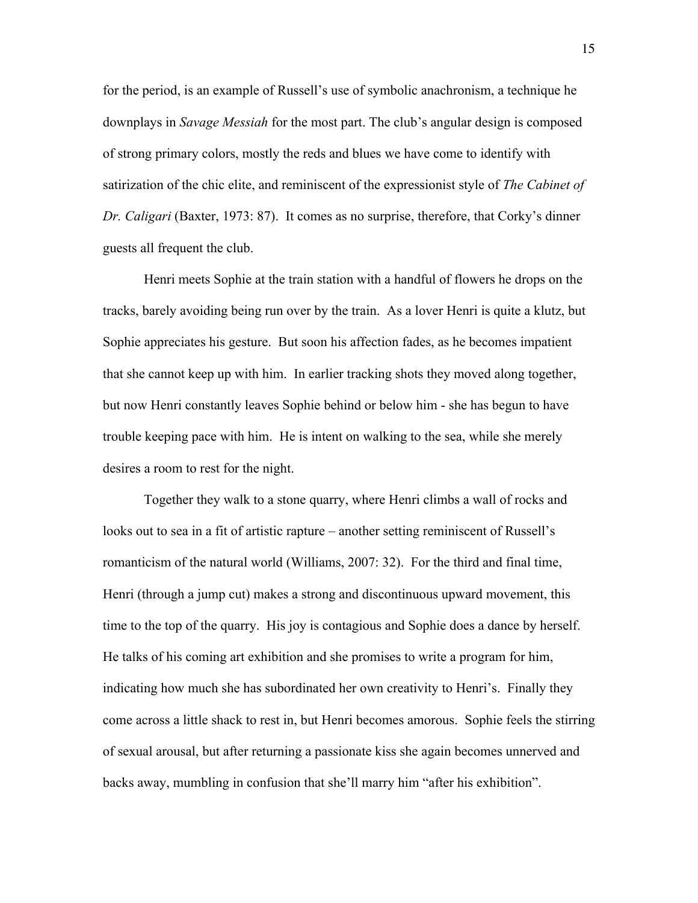for the period, is an example of Russell's use of symbolic anachronism, a technique he downplays in *Savage Messiah* for the most part. The club's angular design is composed of strong primary colors, mostly the reds and blues we have come to identify with satirization of the chic elite, and reminiscent of the expressionist style of *The Cabinet of Dr. Caligari* (Baxter, 1973: 87). It comes as no surprise, therefore, that Corky's dinner guests all frequent the club.

Henri meets Sophie at the train station with a handful of flowers he drops on the tracks, barely avoiding being run over by the train. As a lover Henri is quite a klutz, but Sophie appreciates his gesture. But soon his affection fades, as he becomes impatient that she cannot keep up with him. In earlier tracking shots they moved along together, but now Henri constantly leaves Sophie behind or below him - she has begun to have trouble keeping pace with him. He is intent on walking to the sea, while she merely desires a room to rest for the night.

Together they walk to a stone quarry, where Henri climbs a wall of rocks and looks out to sea in a fit of artistic rapture – another setting reminiscent of Russell's romanticism of the natural world (Williams, 2007: 32). For the third and final time, Henri (through a jump cut) makes a strong and discontinuous upward movement, this time to the top of the quarry. His joy is contagious and Sophie does a dance by herself. He talks of his coming art exhibition and she promises to write a program for him, indicating how much she has subordinated her own creativity to Henri's. Finally they come across a little shack to rest in, but Henri becomes amorous. Sophie feels the stirring of sexual arousal, but after returning a passionate kiss she again becomes unnerved and backs away, mumbling in confusion that she'll marry him "after his exhibition".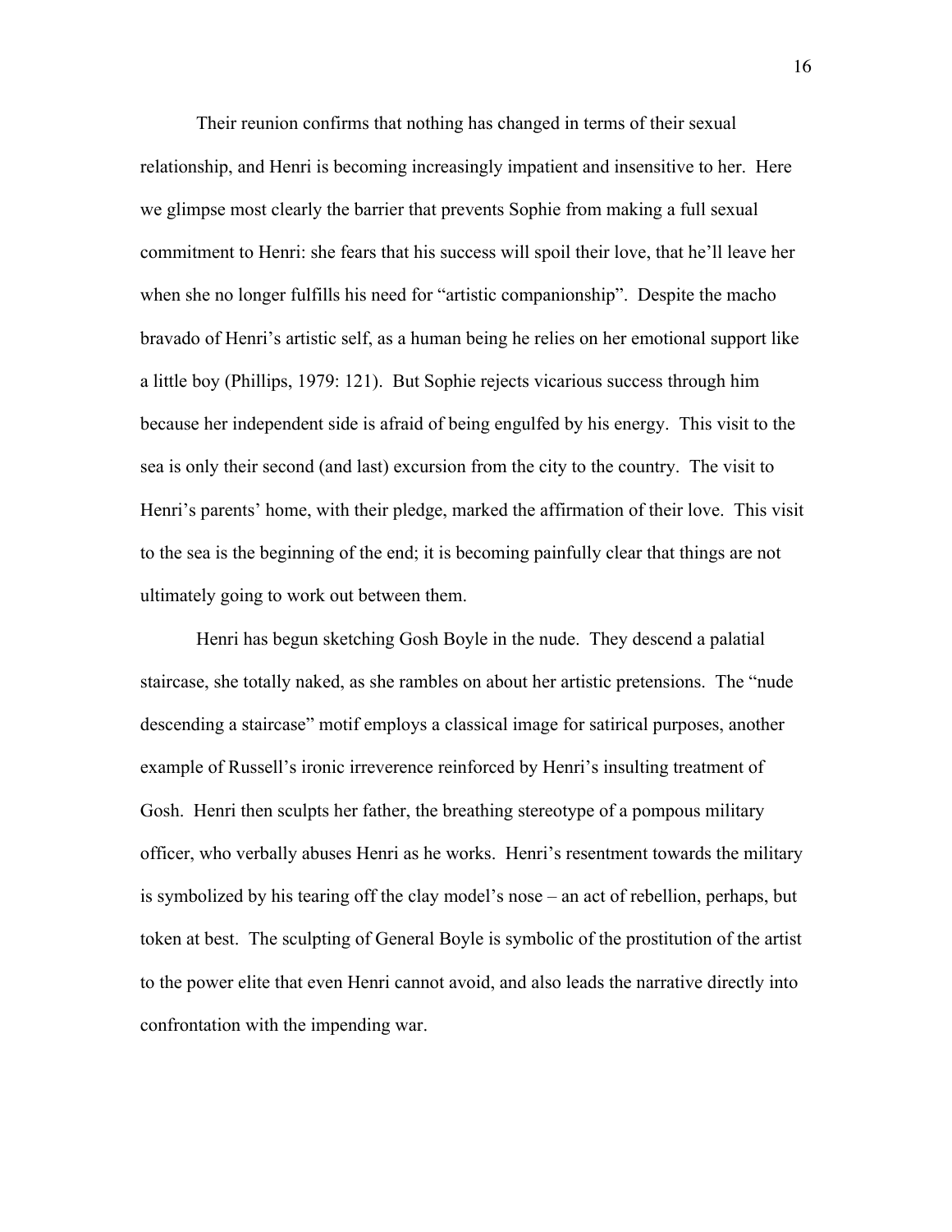Their reunion confirms that nothing has changed in terms of their sexual relationship, and Henri is becoming increasingly impatient and insensitive to her. Here we glimpse most clearly the barrier that prevents Sophie from making a full sexual commitment to Henri: she fears that his success will spoil their love, that he'll leave her when she no longer fulfills his need for "artistic companionship". Despite the macho bravado of Henri's artistic self, as a human being he relies on her emotional support like a little boy (Phillips, 1979: 121). But Sophie rejects vicarious success through him because her independent side is afraid of being engulfed by his energy. This visit to the sea is only their second (and last) excursion from the city to the country. The visit to Henri's parents' home, with their pledge, marked the affirmation of their love. This visit to the sea is the beginning of the end; it is becoming painfully clear that things are not ultimately going to work out between them.

Henri has begun sketching Gosh Boyle in the nude. They descend a palatial staircase, she totally naked, as she rambles on about her artistic pretensions. The "nude descending a staircase" motif employs a classical image for satirical purposes, another example of Russell's ironic irreverence reinforced by Henri's insulting treatment of Gosh. Henri then sculpts her father, the breathing stereotype of a pompous military officer, who verbally abuses Henri as he works. Henri's resentment towards the military is symbolized by his tearing off the clay model's nose – an act of rebellion, perhaps, but token at best. The sculpting of General Boyle is symbolic of the prostitution of the artist to the power elite that even Henri cannot avoid, and also leads the narrative directly into confrontation with the impending war.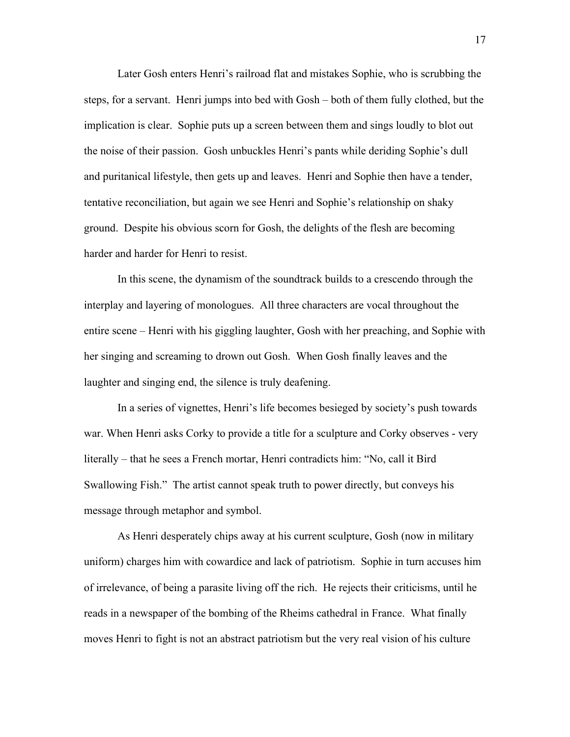Later Gosh enters Henri's railroad flat and mistakes Sophie, who is scrubbing the steps, for a servant. Henri jumps into bed with Gosh – both of them fully clothed, but the implication is clear. Sophie puts up a screen between them and sings loudly to blot out the noise of their passion. Gosh unbuckles Henri's pants while deriding Sophie's dull and puritanical lifestyle, then gets up and leaves. Henri and Sophie then have a tender, tentative reconciliation, but again we see Henri and Sophie's relationship on shaky ground. Despite his obvious scorn for Gosh, the delights of the flesh are becoming harder and harder for Henri to resist.

In this scene, the dynamism of the soundtrack builds to a crescendo through the interplay and layering of monologues. All three characters are vocal throughout the entire scene – Henri with his giggling laughter, Gosh with her preaching, and Sophie with her singing and screaming to drown out Gosh. When Gosh finally leaves and the laughter and singing end, the silence is truly deafening.

In a series of vignettes, Henri's life becomes besieged by society's push towards war. When Henri asks Corky to provide a title for a sculpture and Corky observes - very literally – that he sees a French mortar, Henri contradicts him: "No, call it Bird Swallowing Fish." The artist cannot speak truth to power directly, but conveys his message through metaphor and symbol.

As Henri desperately chips away at his current sculpture, Gosh (now in military uniform) charges him with cowardice and lack of patriotism. Sophie in turn accuses him of irrelevance, of being a parasite living off the rich. He rejects their criticisms, until he reads in a newspaper of the bombing of the Rheims cathedral in France. What finally moves Henri to fight is not an abstract patriotism but the very real vision of his culture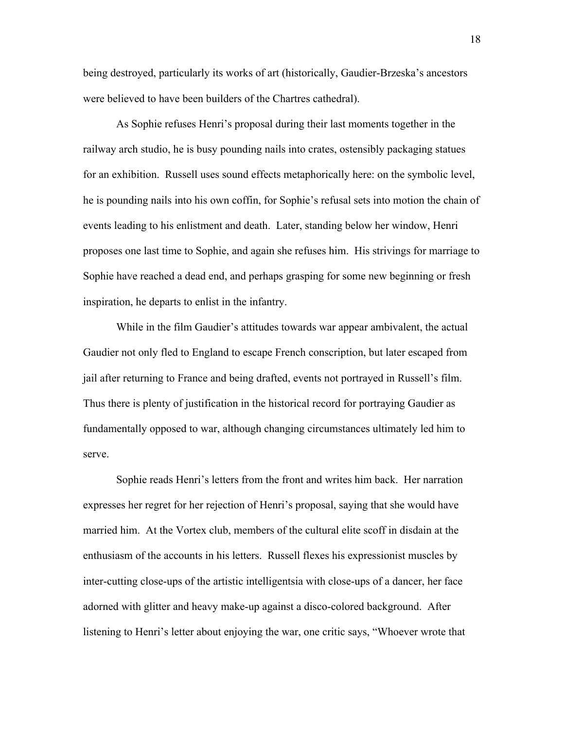being destroyed, particularly its works of art (historically, Gaudier-Brzeska's ancestors were believed to have been builders of the Chartres cathedral).

As Sophie refuses Henri's proposal during their last moments together in the railway arch studio, he is busy pounding nails into crates, ostensibly packaging statues for an exhibition. Russell uses sound effects metaphorically here: on the symbolic level, he is pounding nails into his own coffin, for Sophie's refusal sets into motion the chain of events leading to his enlistment and death. Later, standing below her window, Henri proposes one last time to Sophie, and again she refuses him. His strivings for marriage to Sophie have reached a dead end, and perhaps grasping for some new beginning or fresh inspiration, he departs to enlist in the infantry.

While in the film Gaudier's attitudes towards war appear ambivalent, the actual Gaudier not only fled to England to escape French conscription, but later escaped from jail after returning to France and being drafted, events not portrayed in Russell's film. Thus there is plenty of justification in the historical record for portraying Gaudier as fundamentally opposed to war, although changing circumstances ultimately led him to serve.

Sophie reads Henri's letters from the front and writes him back. Her narration expresses her regret for her rejection of Henri's proposal, saying that she would have married him. At the Vortex club, members of the cultural elite scoff in disdain at the enthusiasm of the accounts in his letters. Russell flexes his expressionist muscles by inter-cutting close-ups of the artistic intelligentsia with close-ups of a dancer, her face adorned with glitter and heavy make-up against a disco-colored background. After listening to Henri's letter about enjoying the war, one critic says, "Whoever wrote that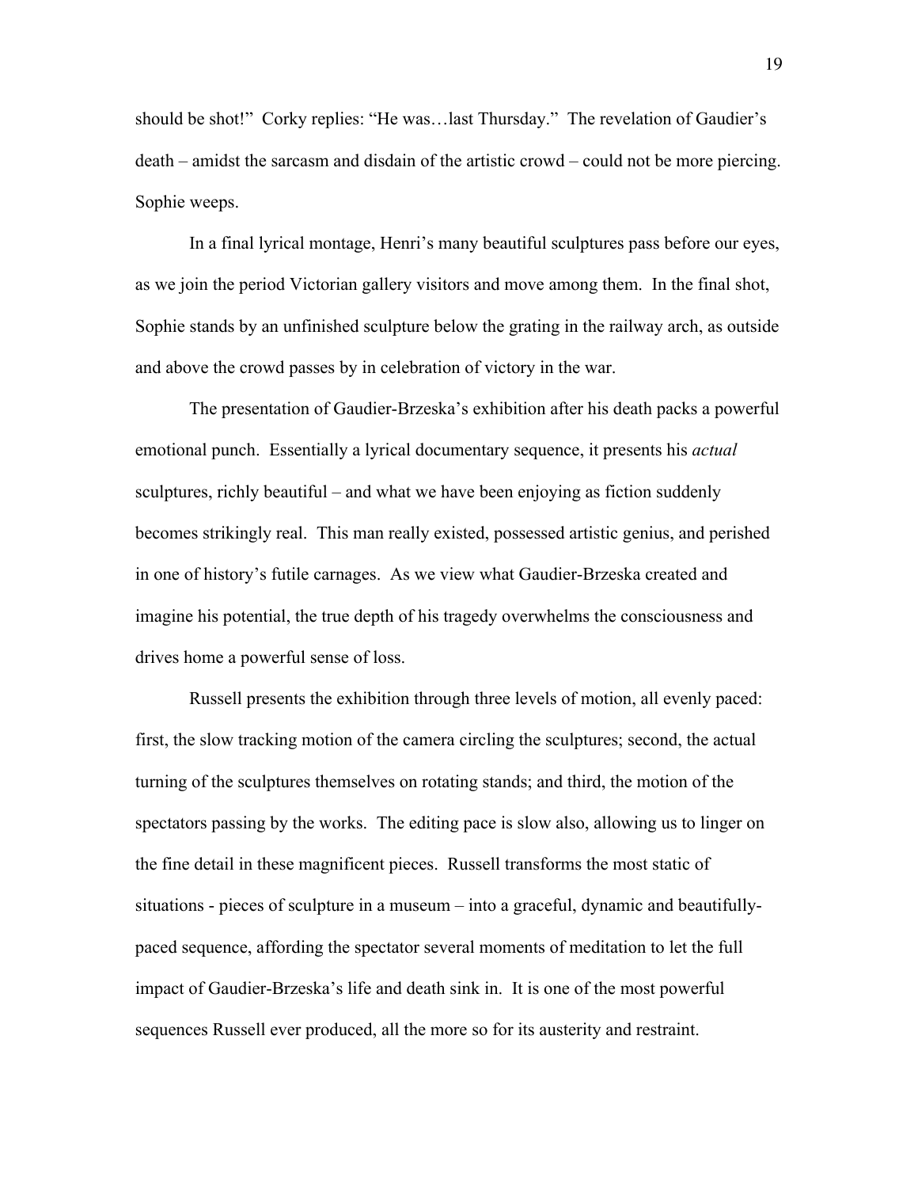should be shot!" Corky replies: "He was…last Thursday." The revelation of Gaudier's death – amidst the sarcasm and disdain of the artistic crowd – could not be more piercing. Sophie weeps.

In a final lyrical montage, Henri's many beautiful sculptures pass before our eyes, as we join the period Victorian gallery visitors and move among them. In the final shot, Sophie stands by an unfinished sculpture below the grating in the railway arch, as outside and above the crowd passes by in celebration of victory in the war.

The presentation of Gaudier-Brzeska's exhibition after his death packs a powerful emotional punch. Essentially a lyrical documentary sequence, it presents his *actual* sculptures, richly beautiful – and what we have been enjoying as fiction suddenly becomes strikingly real. This man really existed, possessed artistic genius, and perished in one of history's futile carnages. As we view what Gaudier-Brzeska created and imagine his potential, the true depth of his tragedy overwhelms the consciousness and drives home a powerful sense of loss.

Russell presents the exhibition through three levels of motion, all evenly paced: first, the slow tracking motion of the camera circling the sculptures; second, the actual turning of the sculptures themselves on rotating stands; and third, the motion of the spectators passing by the works. The editing pace is slow also, allowing us to linger on the fine detail in these magnificent pieces. Russell transforms the most static of situations - pieces of sculpture in a museum – into a graceful, dynamic and beautifully-paced sequence, affording the spectator several moments of meditation to let the full impact of Gaudier-Brzeska's life and death sink in. It is one of the most powerful sequences Russell ever produced, all the more so for its austerity and restraint.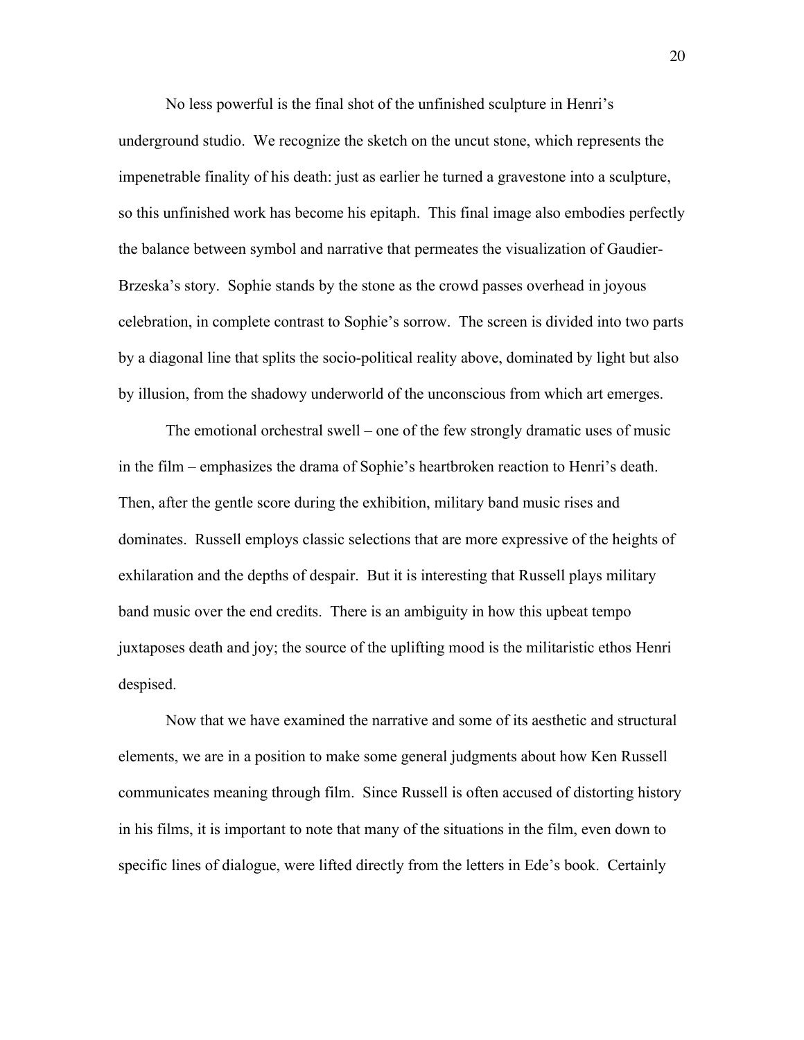No less powerful is the final shot of the unfinished sculpture in Henri's underground studio. We recognize the sketch on the uncut stone, which represents the impenetrable finality of his death: just as earlier he turned a gravestone into a sculpture, so this unfinished work has become his epitaph. This final image also embodies perfectly the balance between symbol and narrative that permeates the visualization of Gaudier-Brzeska's story. Sophie stands by the stone as the crowd passes overhead in joyous celebration, in complete contrast to Sophie's sorrow. The screen is divided into two parts by a diagonal line that splits the socio-political reality above, dominated by light but also by illusion, from the shadowy underworld of the unconscious from which art emerges.

The emotional orchestral swell – one of the few strongly dramatic uses of music in the film – emphasizes the drama of Sophie's heartbroken reaction to Henri's death. Then, after the gentle score during the exhibition, military band music rises and dominates. Russell employs classic selections that are more expressive of the heights of exhilaration and the depths of despair. But it is interesting that Russell plays military band music over the end credits. There is an ambiguity in how this upbeat tempo juxtaposes death and joy; the source of the uplifting mood is the militaristic ethos Henri despised.

Now that we have examined the narrative and some of its aesthetic and structural elements, we are in a position to make some general judgments about how Ken Russell communicates meaning through film. Since Russell is often accused of distorting history in his films, it is important to note that many of the situations in the film, even down to specific lines of dialogue, were lifted directly from the letters in Ede's book. Certainly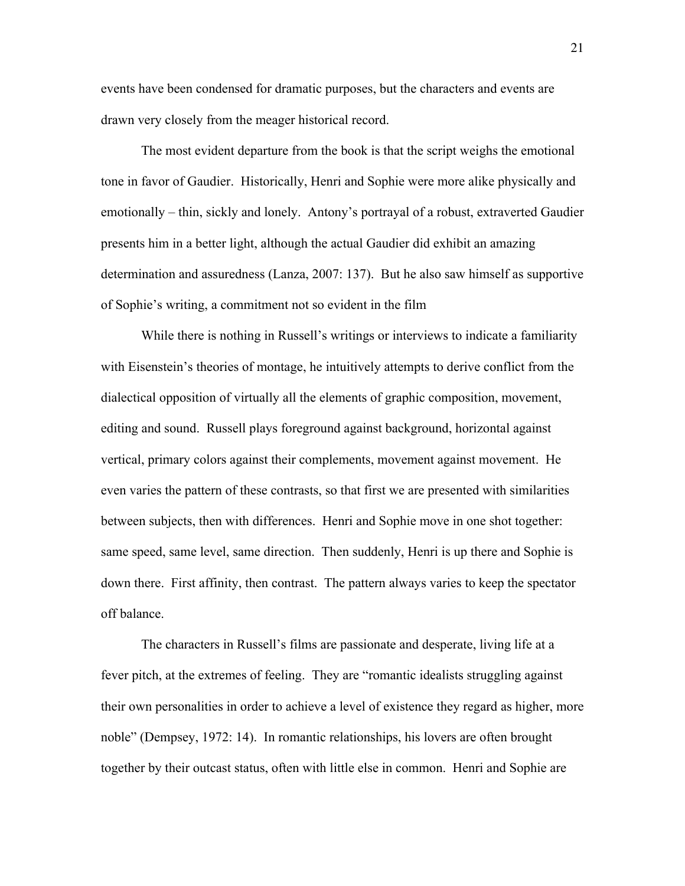events have been condensed for dramatic purposes, but the characters and events are drawn very closely from the meager historical record.

The most evident departure from the book is that the script weighs the emotional tone in favor of Gaudier. Historically, Henri and Sophie were more alike physically and emotionally – thin, sickly and lonely. Antony's portrayal of a robust, extraverted Gaudier presents him in a better light, although the actual Gaudier did exhibit an amazing determination and assuredness (Lanza, 2007: 137). But he also saw himself as supportive of Sophie's writing, a commitment not so evident in the film

While there is nothing in Russell's writings or interviews to indicate a familiarity with Eisenstein's theories of montage, he intuitively attempts to derive conflict from the dialectical opposition of virtually all the elements of graphic composition, movement, editing and sound. Russell plays foreground against background, horizontal against vertical, primary colors against their complements, movement against movement. He even varies the pattern of these contrasts, so that first we are presented with similarities between subjects, then with differences. Henri and Sophie move in one shot together: same speed, same level, same direction. Then suddenly, Henri is up there and Sophie is down there. First affinity, then contrast. The pattern always varies to keep the spectator off balance.

The characters in Russell's films are passionate and desperate, living life at a fever pitch, at the extremes of feeling. They are "romantic idealists struggling against their own personalities in order to achieve a level of existence they regard as higher, more noble" (Dempsey, 1972: 14). In romantic relationships, his lovers are often brought together by their outcast status, often with little else in common. Henri and Sophie are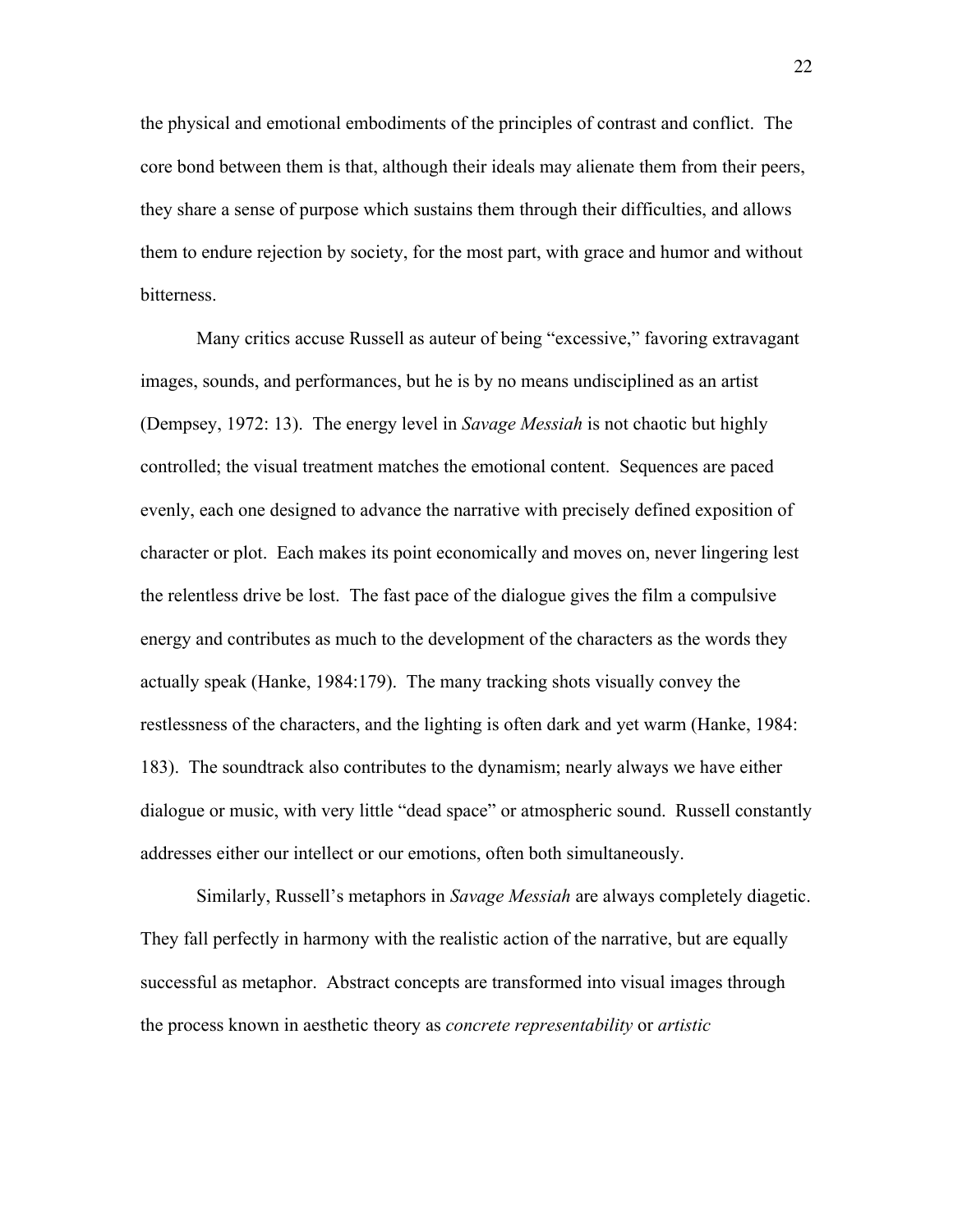the physical and emotional embodiments of the principles of contrast and conflict. The core bond between them is that, although their ideals may alienate them from their peers, they share a sense of purpose which sustains them through their difficulties, and allows them to endure rejection by society, for the most part, with grace and humor and without bitterness.

Many critics accuse Russell as auteur of being "excessive," favoring extravagant images, sounds, and performances, but he is by no means undisciplined as an artist (Dempsey, 1972: 13). The energy level in *Savage Messiah* is not chaotic but highly controlled; the visual treatment matches the emotional content. Sequences are paced evenly, each one designed to advance the narrative with precisely defined exposition of character or plot. Each makes its point economically and moves on, never lingering lest the relentless drive be lost. The fast pace of the dialogue gives the film a compulsive energy and contributes as much to the development of the characters as the words they actually speak (Hanke, 1984:179). The many tracking shots visually convey the restlessness of the characters, and the lighting is often dark and yet warm (Hanke, 1984: 183). The soundtrack also contributes to the dynamism; nearly always we have either dialogue or music, with very little "dead space" or atmospheric sound. Russell constantly addresses either our intellect or our emotions, often both simultaneously.

Similarly, Russell's metaphors in *Savage Messiah* are always completely diagetic. They fall perfectly in harmony with the realistic action of the narrative, but are equally successful as metaphor. Abstract concepts are transformed into visual images through the process known in aesthetic theory as *concrete representability* or *artistic*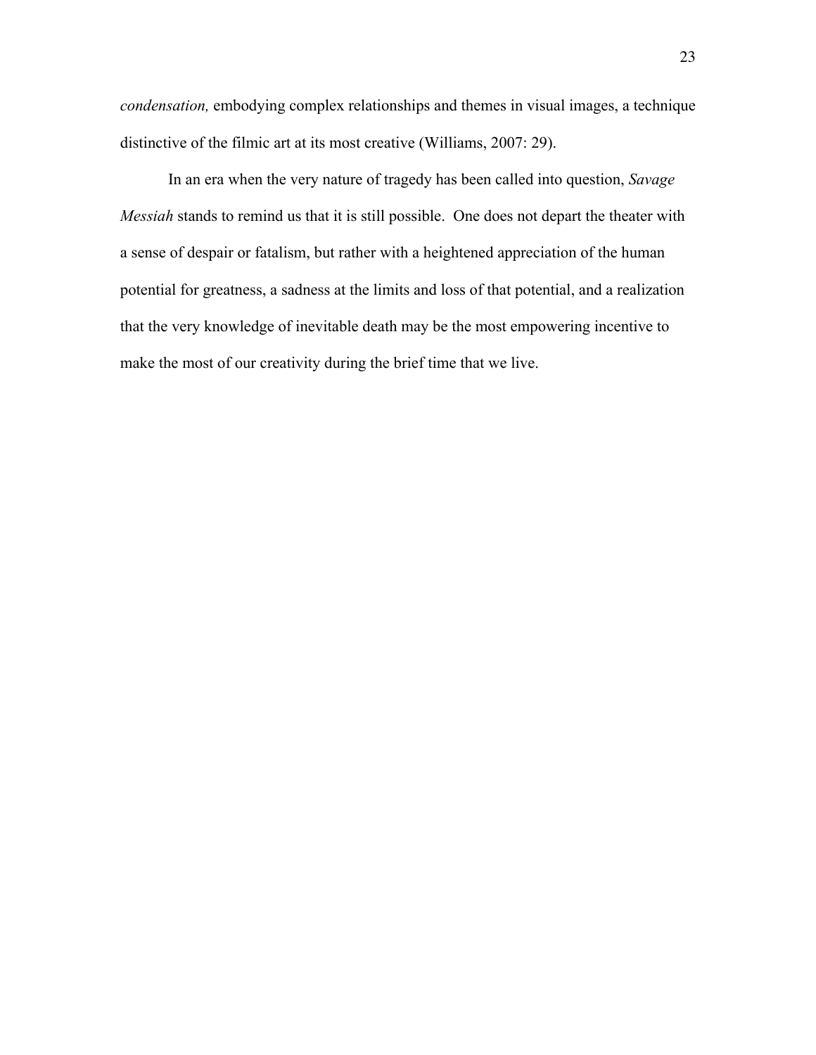*condensation,* embodying complex relationships and themes in visual images, a technique distinctive of the filmic art at its most creative (Williams, 2007: 29).

In an era when the very nature of tragedy has been called into question, *Savage Messiah* stands to remind us that it is still possible. One does not depart the theater with a sense of despair or fatalism, but rather with a heightened appreciation of the human potential for greatness, a sadness at the limits and loss of that potential, and a realization that the very knowledge of inevitable death may be the most empowering incentive to make the most of our creativity during the brief time that we live.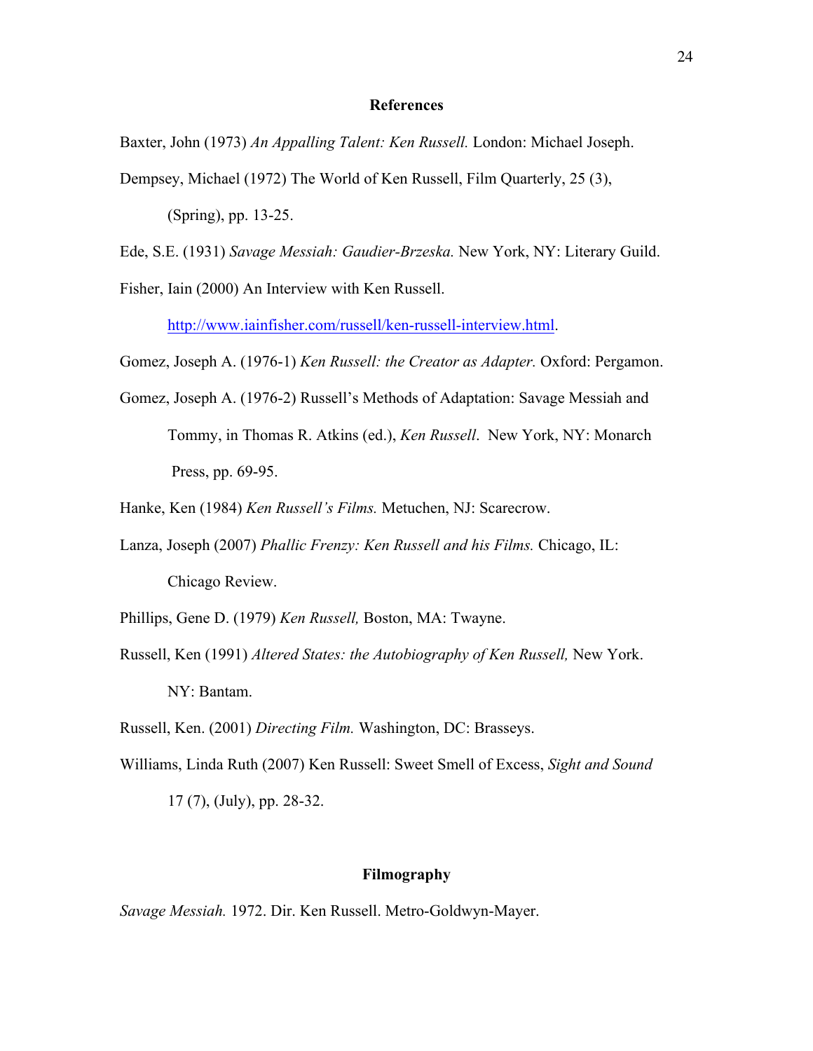## References

Baxter, John (1973) *An Appalling Talent: Ken Russell.* London: Michael Joseph.

Dempsey, Michael (1972) The World of Ken Russell, Film Quarterly, 25 (3), (Spring), pp. 13-25.

Ede, S.E. (1931) *Savage Messiah: Gaudier-Brzeska.* New York, NY: Literary Guild.

Fisher, Iain (2000) An Interview with Ken Russell. http://www.iainfisher.com/russell/ken-russell-interview.html.

Gomez, Joseph A. (1976-1) *Ken Russell: the Creator as Adapter.* Oxford: Pergamon.

Gomez, Joseph A. (1976-2) Russell's Methods of Adaptation: Savage Messiah and Tommy, in Thomas R. Atkins (ed.), *Ken Russell*. New York, NY: Monarch Press, pp. 69-95.

Hanke, Ken (1984) *Ken Russell's Films.* Metuchen, NJ: Scarecrow.

Lanza, Joseph (2007) *Phallic Frenzy: Ken Russell and his Films.* Chicago, IL: Chicago Review.

Phillips, Gene D. (1979) *Ken Russell,* Boston, MA: Twayne.

Russell, Ken (1991) *Altered States: the Autobiography of Ken Russell,* New York. NY: Bantam.

Russell, Ken. (2001) *Directing Film.* Washington, DC: Brasseys.

Williams, Linda Ruth (2007) Ken Russell: Sweet Smell of Excess, *Sight and Sound* 17 (7), (July), pp. 28-32.

## Filmography

*Savage Messiah.* 1972. Dir. Ken Russell. Metro-Goldwyn-Mayer.